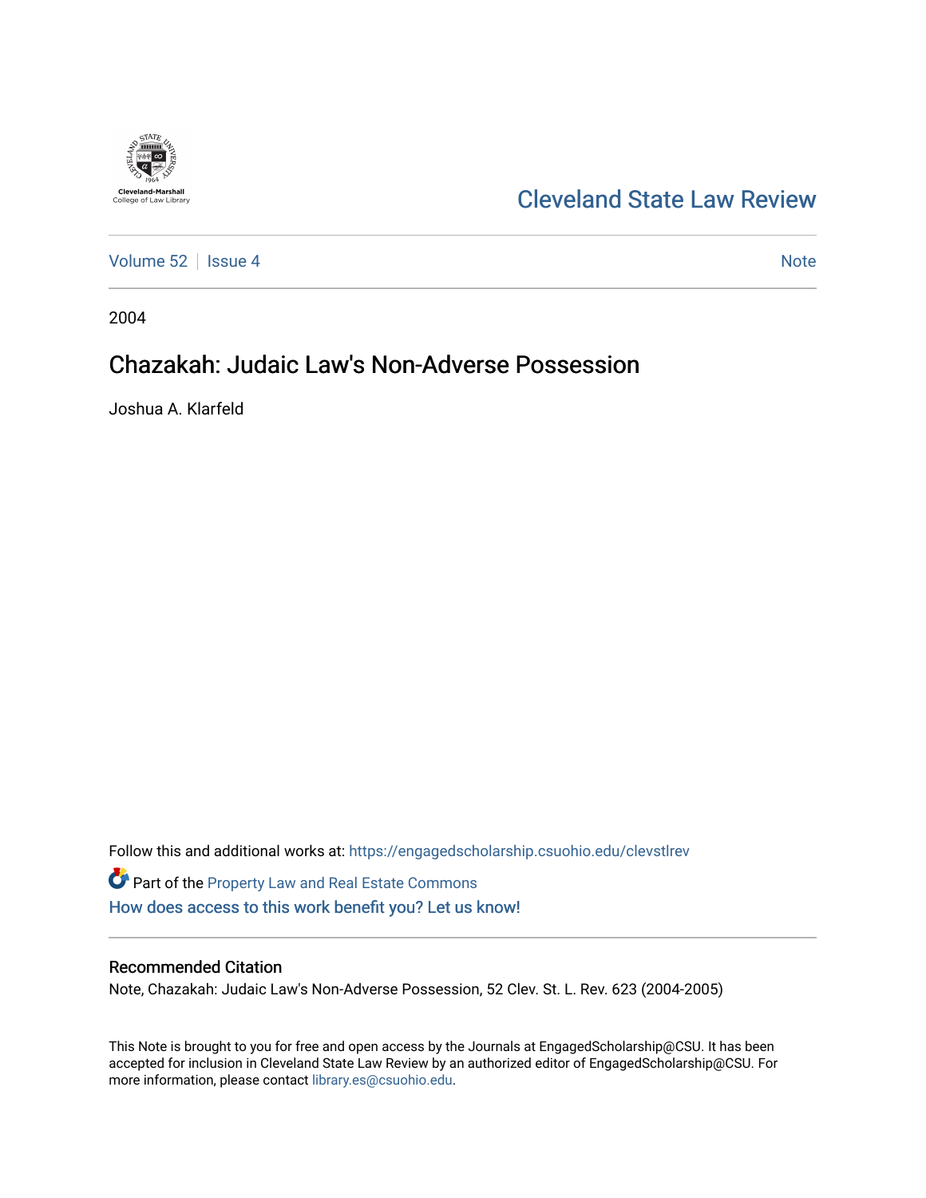Cleveland-Marshall College of Law Library

# Cleveland State Law Review

Volume 52 | Issue 4 | Note

2004

## Chazakah: Judaic Law's Non-Adverse Possession

Joshua A. Klarfeld

Follow this and additional works at: https://engagedscholarship.csuohio.edu/clevstlrev

Part of the Property Law and Real Estate Commons

How does access to this work benefit you? Let us know!

### Recommended Citation

Note, Chazakah: Judaic Law's Non-Adverse Possession, 52 Clev. St. L. Rev. 623 (2004-2005)

This Note is brought to you for free and open access by the Journals at EngagedScholarship@CSU. It has been accepted for inclusion in Cleveland State Law Review by an authorized editor of EngagedScholarship@CSU. For more information, please contact library.es@csuohio.edu.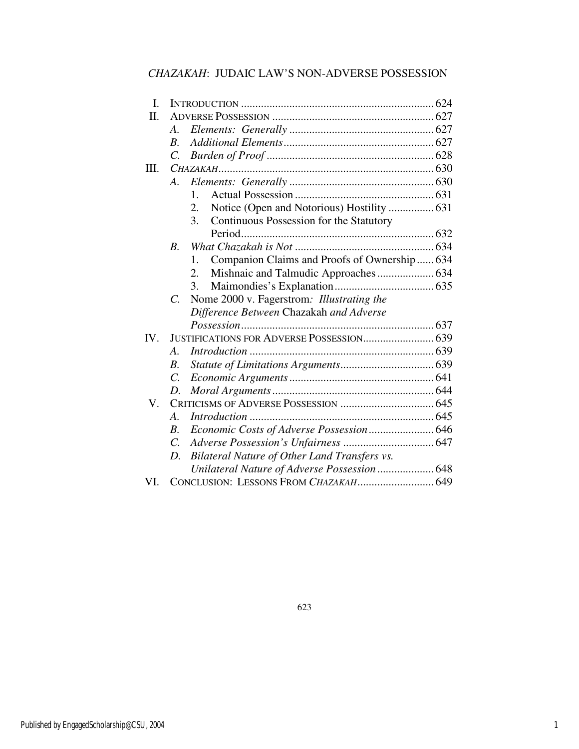# *CHAZAKAH*: JUDAIC LAW'S NON-ADVERSE POSSESSION

- I. INTRODUCTION .................................................................... 624
- II. ADVERSE POSSESSION ......................................................... 627
  - *A. Elements: Generally* .................................................. 627
  - *B. Additional Elements* ................................................... 627
  - *C. Burden of Proof* .......................................................... 628
- III. *CHAZAKAH* ........................................................................ 630
  - *A. Elements: Generally* .................................................. 630
    - 1. Actual Possession ................................................ 631
    - 2. Notice (Open and Notorious) Hostility ................ 631
    - 3. Continuous Possession for the Statutory Period .................................................................... 632
  - *B. What Chazakah is Not* ................................................ 634
    - 1. Companion Claims and Proofs of Ownership ...... 634
    - 2. Mishnaic and Talmudic Approaches .................... 634
    - 3. Maimondies's Explanation ................................... 635
  - *C.* Nome 2000 v. Fagerstrom*: Illustrating the Difference Between* Chazakah *and Adverse Possession* .................................................................... 637
- IV. JUSTIFICATIONS FOR ADVERSE POSSESSION ......................... 639
  - *A. Introduction* ................................................................. 639
  - *B. Statute of Limitations Arguments* ................................. 639
  - *C. Economic Arguments* ................................................... 641
  - *D. Moral Arguments* ......................................................... 644
- V. CRITICISMS OF ADVERSE POSSESSION ................................. 645
  - *A. Introduction* ................................................................. 645
  - *B. Economic Costs of Adverse Possession* ....................... 646
  - *C. Adverse Possession's Unfairness* ................................ 647
  - *D. Bilateral Nature of Other Land Transfers vs. Unilateral Nature of Adverse Possession* .................... 648
- VI. CONCLUSION: LESSONS FROM *CHAZAKAH* ........................... 649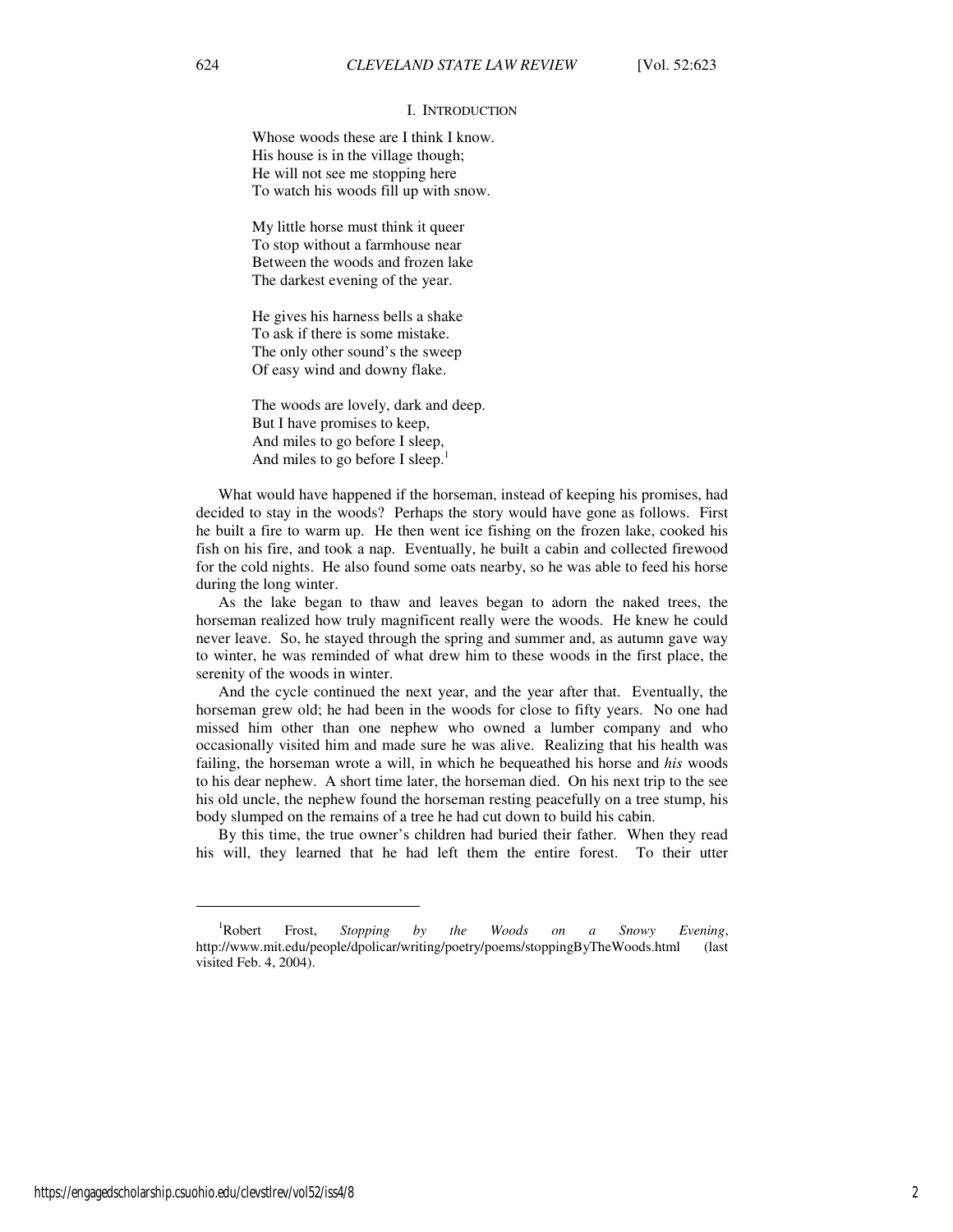## I. INTRODUCTION

> Whose woods these are I think I know.
> His house is in the village though;
> He will not see me stopping here
> To watch his woods fill up with snow.
>
> My little horse must think it queer
> To stop without a farmhouse near
> Between the woods and frozen lake
> The darkest evening of the year.
>
> He gives his harness bells a shake
> To ask if there is some mistake.
> The only other sound's the sweep
> Of easy wind and downy flake.
>
> The woods are lovely, dark and deep.
> But I have promises to keep,
> And miles to go before I sleep,
> And miles to go before I sleep.[1]

What would have happened if the horseman, instead of keeping his promises, had decided to stay in the woods? Perhaps the story would have gone as follows. First he built a fire to warm up. He then went ice fishing on the frozen lake, cooked his fish on his fire, and took a nap. Eventually, he built a cabin and collected firewood for the cold nights. He also found some oats nearby, so he was able to feed his horse during the long winter.

As the lake began to thaw and leaves began to adorn the naked trees, the horseman realized how truly magnificent really were the woods. He knew he could never leave. So, he stayed through the spring and summer and, as autumn gave way to winter, he was reminded of what drew him to these woods in the first place, the serenity of the woods in winter.

And the cycle continued the next year, and the year after that. Eventually, the horseman grew old; he had been in the woods for close to fifty years. No one had missed him other than one nephew who owned a lumber company and who occasionally visited him and made sure he was alive. Realizing that his health was failing, the horseman wrote a will, in which he bequeathed his horse and *his* woods to his dear nephew. A short time later, the horseman died. On his next trip to the see his old uncle, the nephew found the horseman resting peacefully on a tree stump, his body slumped on the remains of a tree he had cut down to build his cabin.

By this time, the true owner's children had buried their father. When they read his will, they learned that he had left them the entire forest. To their utter

---

[1] Robert Frost, *Stopping by the Woods on a Snowy Evening*, http://www.mit.edu/people/dpolicar/writing/poetry/poems/stoppingByTheWoods.html (last visited Feb. 4, 2004).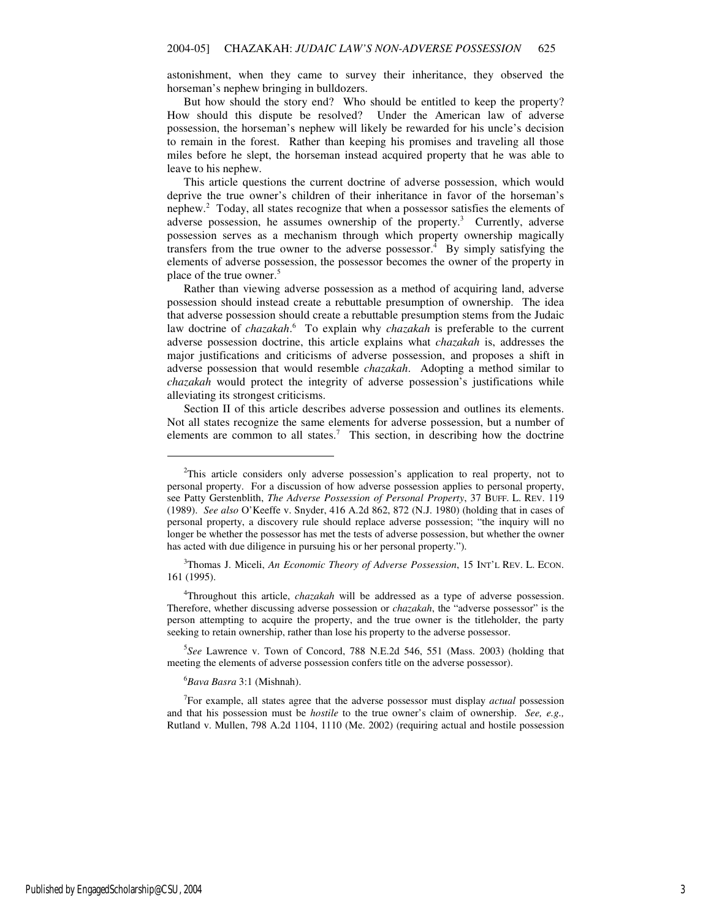astonishment, when they came to survey their inheritance, they observed the horseman's nephew bringing in bulldozers.

But how should the story end? Who should be entitled to keep the property? How should this dispute be resolved? Under the American law of adverse possession, the horseman's nephew will likely be rewarded for his uncle's decision to remain in the forest. Rather than keeping his promises and traveling all those miles before he slept, the horseman instead acquired property that he was able to leave to his nephew.

This article questions the current doctrine of adverse possession, which would deprive the true owner's children of their inheritance in favor of the horseman's nephew.[2] Today, all states recognize that when a possessor satisfies the elements of adverse possession, he assumes ownership of the property.[3] Currently, adverse possession serves as a mechanism through which property ownership magically transfers from the true owner to the adverse possessor.[4] By simply satisfying the elements of adverse possession, the possessor becomes the owner of the property in place of the true owner.[5]

Rather than viewing adverse possession as a method of acquiring land, adverse possession should instead create a rebuttable presumption of ownership. The idea that adverse possession should create a rebuttable presumption stems from the Judaic law doctrine of *chazakah*.[6] To explain why *chazakah* is preferable to the current adverse possession doctrine, this article explains what *chazakah* is, addresses the major justifications and criticisms of adverse possession, and proposes a shift in adverse possession that would resemble *chazakah*. Adopting a method similar to *chazakah* would protect the integrity of adverse possession's justifications while alleviating its strongest criticisms.

Section II of this article describes adverse possession and outlines its elements. Not all states recognize the same elements for adverse possession, but a number of elements are common to all states.[7] This section, in describing how the doctrine

---

[2]This article considers only adverse possession's application to real property, not to personal property. For a discussion of how adverse possession applies to personal property, see Patty Gerstenblith, *The Adverse Possession of Personal Property*, 37 BUFF. L. REV. 119 (1989). *See also* O'Keeffe v. Snyder, 416 A.2d 862, 872 (N.J. 1980) (holding that in cases of personal property, a discovery rule should replace adverse possession; "the inquiry will no longer be whether the possessor has met the tests of adverse possession, but whether the owner has acted with due diligence in pursuing his or her personal property.").

[3]Thomas J. Miceli, *An Economic Theory of Adverse Possession*, 15 INT'L REV. L. ECON. 161 (1995).

[4]Throughout this article, *chazakah* will be addressed as a type of adverse possession. Therefore, whether discussing adverse possession or *chazakah*, the "adverse possessor" is the person attempting to acquire the property, and the true owner is the titleholder, the party seeking to retain ownership, rather than lose his property to the adverse possessor.

[5]*See* Lawrence v. Town of Concord, 788 N.E.2d 546, 551 (Mass. 2003) (holding that meeting the elements of adverse possession confers title on the adverse possessor).

[6]*Bava Basra* 3:1 (Mishnah).

[7]For example, all states agree that the adverse possessor must display *actual* possession and that his possession must be *hostile* to the true owner's claim of ownership. *See, e.g.,* Rutland v. Mullen, 798 A.2d 1104, 1110 (Me. 2002) (requiring actual and hostile possession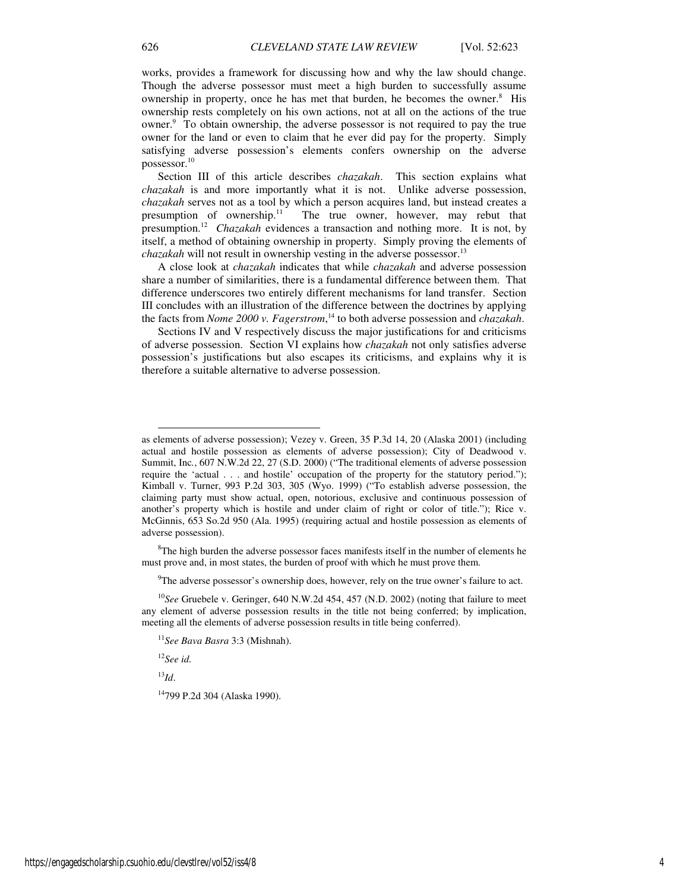works, provides a framework for discussing how and why the law should change. Though the adverse possessor must meet a high burden to successfully assume ownership in property, once he has met that burden, he becomes the owner.[8] His ownership rests completely on his own actions, not at all on the actions of the true owner.[9] To obtain ownership, the adverse possessor is not required to pay the true owner for the land or even to claim that he ever did pay for the property. Simply satisfying adverse possession's elements confers ownership on the adverse possessor.[10]

Section III of this article describes *chazakah*. This section explains what *chazakah* is and more importantly what it is not. Unlike adverse possession, *chazakah* serves not as a tool by which a person acquires land, but instead creates a presumption of ownership.[11] The true owner, however, may rebut that presumption.[12] *Chazakah* evidences a transaction and nothing more. It is not, by itself, a method of obtaining ownership in property. Simply proving the elements of *chazakah* will not result in ownership vesting in the adverse possessor.[13]

A close look at *chazakah* indicates that while *chazakah* and adverse possession share a number of similarities, there is a fundamental difference between them. That difference underscores two entirely different mechanisms for land transfer. Section III concludes with an illustration of the difference between the doctrines by applying the facts from *Nome 2000 v. Fagerstrom*,[14] to both adverse possession and *chazakah*.

Sections IV and V respectively discuss the major justifications for and criticisms of adverse possession. Section VI explains how *chazakah* not only satisfies adverse possession's justifications but also escapes its criticisms, and explains why it is therefore a suitable alternative to adverse possession.

---

as elements of adverse possession); Vezey v. Green, 35 P.3d 14, 20 (Alaska 2001) (including actual and hostile possession as elements of adverse possession); City of Deadwood v. Summit, Inc., 607 N.W.2d 22, 27 (S.D. 2000) ("The traditional elements of adverse possession require the 'actual . . . and hostile' occupation of the property for the statutory period."); Kimball v. Turner, 993 P.2d 303, 305 (Wyo. 1999) ("To establish adverse possession, the claiming party must show actual, open, notorious, exclusive and continuous possession of another's property which is hostile and under claim of right or color of title."); Rice v. McGinnis, 653 So.2d 950 (Ala. 1995) (requiring actual and hostile possession as elements of adverse possession).

[8]The high burden the adverse possessor faces manifests itself in the number of elements he must prove and, in most states, the burden of proof with which he must prove them.

[9]The adverse possessor's ownership does, however, rely on the true owner's failure to act.

[10]*See* Gruebele v. Geringer, 640 N.W.2d 454, 457 (N.D. 2002) (noting that failure to meet any element of adverse possession results in the title not being conferred; by implication, meeting all the elements of adverse possession results in title being conferred).

[11]*See Bava Basra* 3:3 (Mishnah).

[12]*See id.*

[13]*Id*.

[14]799 P.2d 304 (Alaska 1990).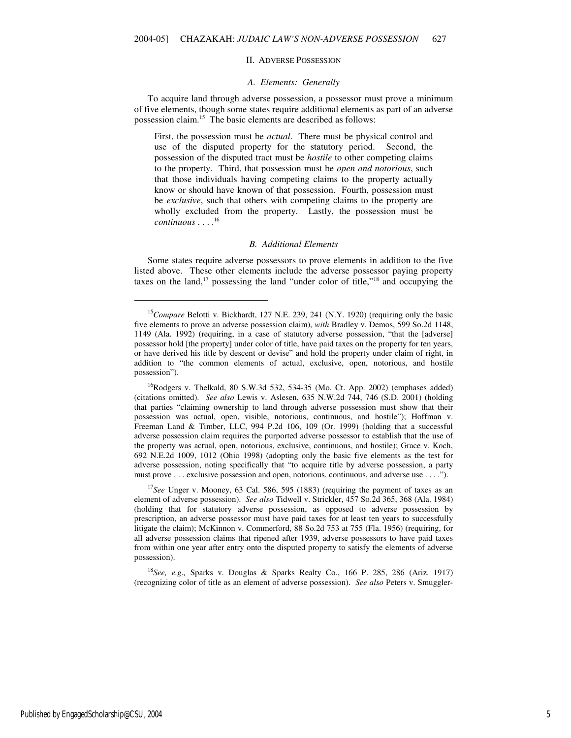## II. Adverse Possession

### *A. Elements: Generally*

To acquire land through adverse possession, a possessor must prove a minimum of five elements, though some states require additional elements as part of an adverse possession claim.[15] The basic elements are described as follows:

> First, the possession must be *actual*. There must be physical control and use of the disputed property for the statutory period. Second, the possession of the disputed tract must be *hostile* to other competing claims to the property. Third, that possession must be *open and notorious*, such that those individuals having competing claims to the property actually know or should have known of that possession. Fourth, possession must be *exclusive*, such that others with competing claims to the property are wholly excluded from the property. Lastly, the possession must be *continuous* . . . .[16]

### *B. Additional Elements*

Some states require adverse possessors to prove elements in addition to the five listed above. These other elements include the adverse possessor paying property taxes on the land,[17] possessing the land "under color of title,"[18] and occupying the

---

[15] *Compare* Belotti v. Bickhardt, 127 N.E. 239, 241 (N.Y. 1920) (requiring only the basic five elements to prove an adverse possession claim), *with* Bradley v. Demos, 599 So.2d 1148, 1149 (Ala. 1992) (requiring, in a case of statutory adverse possession, "that the [adverse] possessor hold [the property] under color of title, have paid taxes on the property for ten years, or have derived his title by descent or devise" and hold the property under claim of right, in addition to "the common elements of actual, exclusive, open, notorious, and hostile possession").

[16] Rodgers v. Thelkald, 80 S.W.3d 532, 534-35 (Mo. Ct. App. 2002) (emphases added) (citations omitted). *See also* Lewis v. Aslesen, 635 N.W.2d 744, 746 (S.D. 2001) (holding that parties "claiming ownership to land through adverse possession must show that their possession was actual, open, visible, notorious, continuous, and hostile"); Hoffman v. Freeman Land & Timber, LLC, 994 P.2d 106, 109 (Or. 1999) (holding that a successful adverse possession claim requires the purported adverse possessor to establish that the use of the property was actual, open, notorious, exclusive, continuous, and hostile); Grace v. Koch, 692 N.E.2d 1009, 1012 (Ohio 1998) (adopting only the basic five elements as the test for adverse possession, noting specifically that "to acquire title by adverse possession, a party must prove . . . exclusive possession and open, notorious, continuous, and adverse use . . . .").

[17] *See* Unger v. Mooney, 63 Cal. 586, 595 (1883) (requiring the payment of taxes as an element of adverse possession). *See also* Tidwell v. Strickler, 457 So.2d 365, 368 (Ala. 1984) (holding that for statutory adverse possession, as opposed to adverse possession by prescription, an adverse possessor must have paid taxes for at least ten years to successfully litigate the claim); McKinnon v. Commerford, 88 So.2d 753 at 755 (Fla. 1956) (requiring, for all adverse possession claims that ripened after 1939, adverse possessors to have paid taxes from within one year after entry onto the disputed property to satisfy the elements of adverse possession).

[18] *See, e.g.,* Sparks v. Douglas & Sparks Realty Co., 166 P. 285, 286 (Ariz. 1917) (recognizing color of title as an element of adverse possession). *See also* Peters v. Smuggler-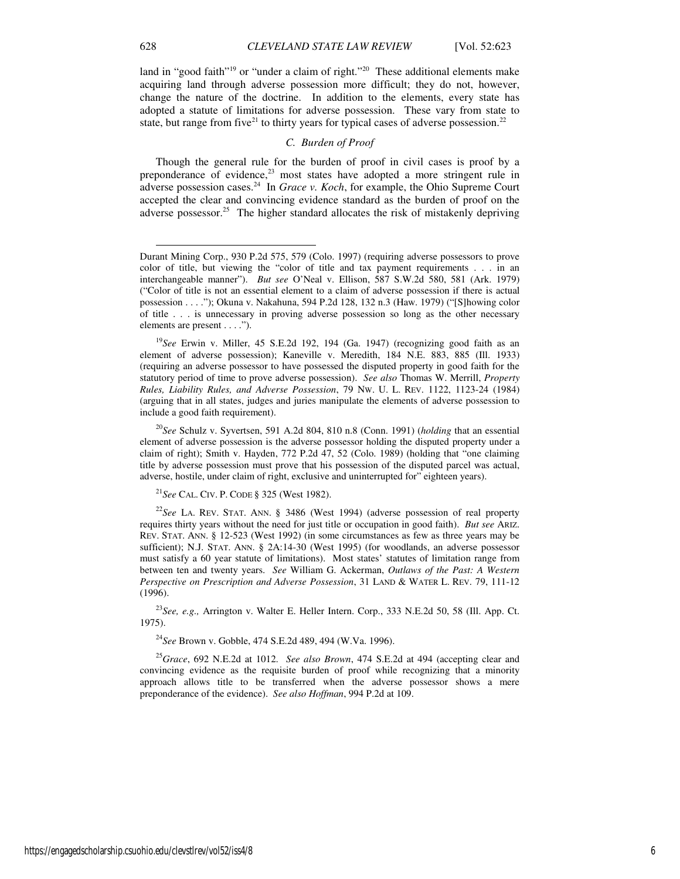land in "good faith"[19] or "under a claim of right."[20] These additional elements make acquiring land through adverse possession more difficult; they do not, however, change the nature of the doctrine. In addition to the elements, every state has adopted a statute of limitations for adverse possession. These vary from state to state, but range from five[21] to thirty years for typical cases of adverse possession.[22]

### *C. Burden of Proof*

Though the general rule for the burden of proof in civil cases is proof by a preponderance of evidence,[23] most states have adopted a more stringent rule in adverse possession cases.[24] In *Grace v. Koch*, for example, the Ohio Supreme Court accepted the clear and convincing evidence standard as the burden of proof on the adverse possessor.[25] The higher standard allocates the risk of mistakenly depriving

---

Durant Mining Corp., 930 P.2d 575, 579 (Colo. 1997) (requiring adverse possessors to prove color of title, but viewing the "color of title and tax payment requirements . . . in an interchangeable manner"). *But see* O'Neal v. Ellison, 587 S.W.2d 580, 581 (Ark. 1979) ("Color of title is not an essential element to a claim of adverse possession if there is actual possession . . . ."); Okuna v. Nakahuna, 594 P.2d 128, 132 n.3 (Haw. 1979) ("[S]howing color of title . . . is unnecessary in proving adverse possession so long as the other necessary elements are present . . . .").

[19]*See* Erwin v. Miller, 45 S.E.2d 192, 194 (Ga. 1947) (recognizing good faith as an element of adverse possession); Kaneville v. Meredith, 184 N.E. 883, 885 (Ill. 1933) (requiring an adverse possessor to have possessed the disputed property in good faith for the statutory period of time to prove adverse possession). *See also* Thomas W. Merrill, *Property Rules, Liability Rules, and Adverse Possession*, 79 NW. U. L. REV. 1122, 1123-24 (1984) (arguing that in all states, judges and juries manipulate the elements of adverse possession to include a good faith requirement).

[20]*See* Schulz v. Syvertsen, 591 A.2d 804, 810 n.8 (Conn. 1991) (*holding* that an essential element of adverse possession is the adverse possessor holding the disputed property under a claim of right); Smith v. Hayden, 772 P.2d 47, 52 (Colo. 1989) (holding that "one claiming title by adverse possession must prove that his possession of the disputed parcel was actual, adverse, hostile, under claim of right, exclusive and uninterrupted for" eighteen years).

[21]*See* CAL. CIV. P. CODE § 325 (West 1982).

[22]*See* LA. REV. STAT. ANN. § 3486 (West 1994) (adverse possession of real property requires thirty years without the need for just title or occupation in good faith). *But see* ARIZ. REV. STAT. ANN. § 12-523 (West 1992) (in some circumstances as few as three years may be sufficient); N.J. STAT. ANN. § 2A:14-30 (West 1995) (for woodlands, an adverse possessor must satisfy a 60 year statute of limitations). Most states' statutes of limitation range from between ten and twenty years. *See* William G. Ackerman, *Outlaws of the Past: A Western Perspective on Prescription and Adverse Possession*, 31 LAND & WATER L. REV. 79, 111-12 (1996).

[23]*See, e.g.,* Arrington v. Walter E. Heller Intern. Corp., 333 N.E.2d 50, 58 (Ill. App. Ct. 1975).

[24]*See* Brown v. Gobble, 474 S.E.2d 489, 494 (W.Va. 1996).

[25]*Grace*, 692 N.E.2d at 1012. *See also Brown*, 474 S.E.2d at 494 (accepting clear and convincing evidence as the requisite burden of proof while recognizing that a minority approach allows title to be transferred when the adverse possessor shows a mere preponderance of the evidence). *See also Hoffman*, 994 P.2d at 109.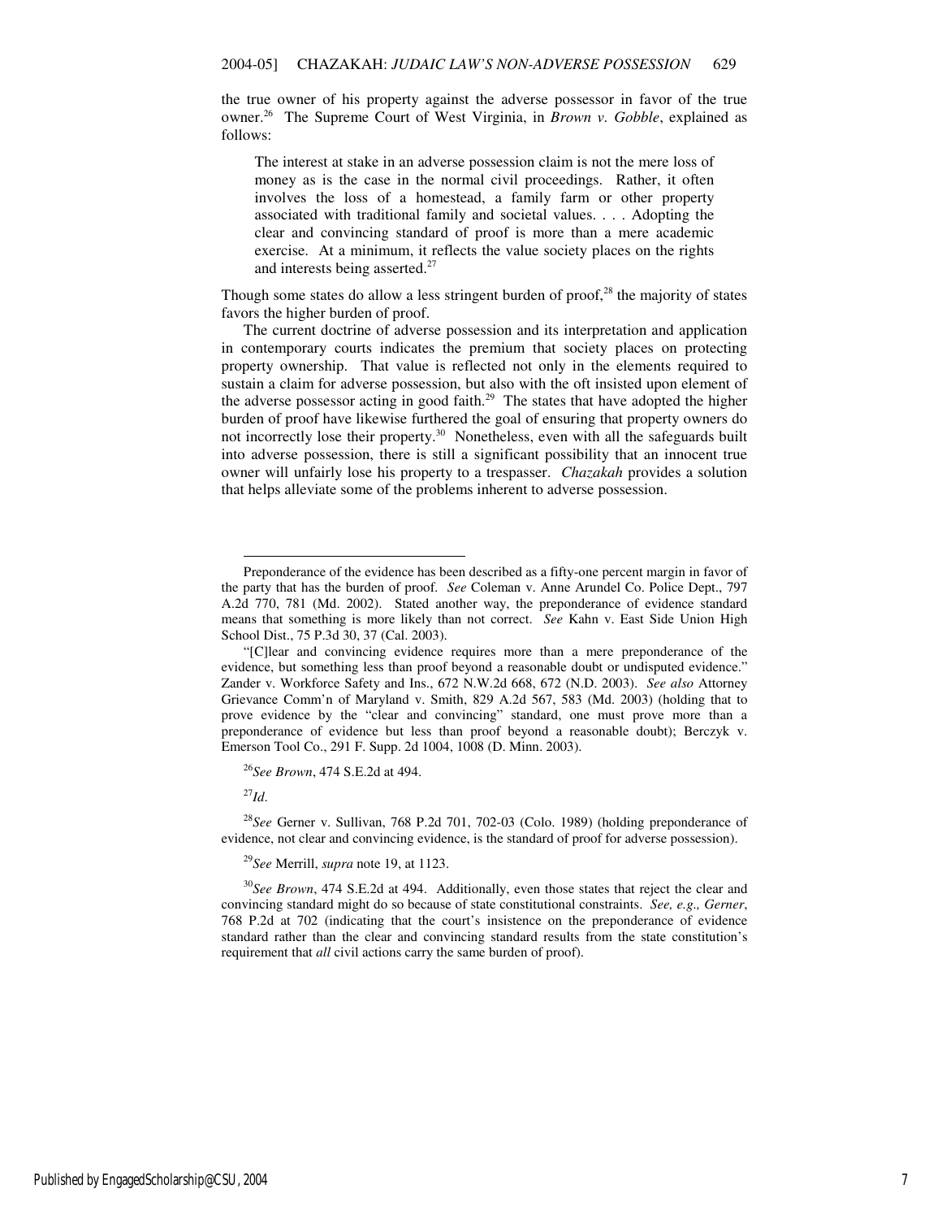the true owner of his property against the adverse possessor in favor of the true owner.[26] The Supreme Court of West Virginia, in *Brown v. Gobble*, explained as follows:

> The interest at stake in an adverse possession claim is not the mere loss of money as is the case in the normal civil proceedings. Rather, it often involves the loss of a homestead, a family farm or other property associated with traditional family and societal values. . . . Adopting the clear and convincing standard of proof is more than a mere academic exercise. At a minimum, it reflects the value society places on the rights and interests being asserted.[27]

Though some states do allow a less stringent burden of proof,[28] the majority of states favors the higher burden of proof.

The current doctrine of adverse possession and its interpretation and application in contemporary courts indicates the premium that society places on protecting property ownership. That value is reflected not only in the elements required to sustain a claim for adverse possession, but also with the oft insisted upon element of the adverse possessor acting in good faith.[29] The states that have adopted the higher burden of proof have likewise furthered the goal of ensuring that property owners do not incorrectly lose their property.[30] Nonetheless, even with all the safeguards built into adverse possession, there is still a significant possibility that an innocent true owner will unfairly lose his property to a trespasser. *Chazakah* provides a solution that helps alleviate some of the problems inherent to adverse possession.

---

Preponderance of the evidence has been described as a fifty-one percent margin in favor of the party that has the burden of proof. *See* Coleman v. Anne Arundel Co. Police Dept., 797 A.2d 770, 781 (Md. 2002). Stated another way, the preponderance of evidence standard means that something is more likely than not correct. *See* Kahn v. East Side Union High School Dist., 75 P.3d 30, 37 (Cal. 2003).

"[C]lear and convincing evidence requires more than a mere preponderance of the evidence, but something less than proof beyond a reasonable doubt or undisputed evidence." Zander v. Workforce Safety and Ins., 672 N.W.2d 668, 672 (N.D. 2003). *See also* Attorney Grievance Comm'n of Maryland v. Smith, 829 A.2d 567, 583 (Md. 2003) (holding that to prove evidence by the "clear and convincing" standard, one must prove more than a preponderance of evidence but less than proof beyond a reasonable doubt); Berczyk v. Emerson Tool Co., 291 F. Supp. 2d 1004, 1008 (D. Minn. 2003).

[26]*See Brown*, 474 S.E.2d at 494.

[27]*Id.*

[28]*See* Gerner v. Sullivan, 768 P.2d 701, 702-03 (Colo. 1989) (holding preponderance of evidence, not clear and convincing evidence, is the standard of proof for adverse possession).

[29]*See* Merrill, *supra* note 19, at 1123.

[30]*See Brown*, 474 S.E.2d at 494. Additionally, even those states that reject the clear and convincing standard might do so because of state constitutional constraints. *See, e.g., Gerner*, 768 P.2d at 702 (indicating that the court's insistence on the preponderance of evidence standard rather than the clear and convincing standard results from the state constitution's requirement that *all* civil actions carry the same burden of proof).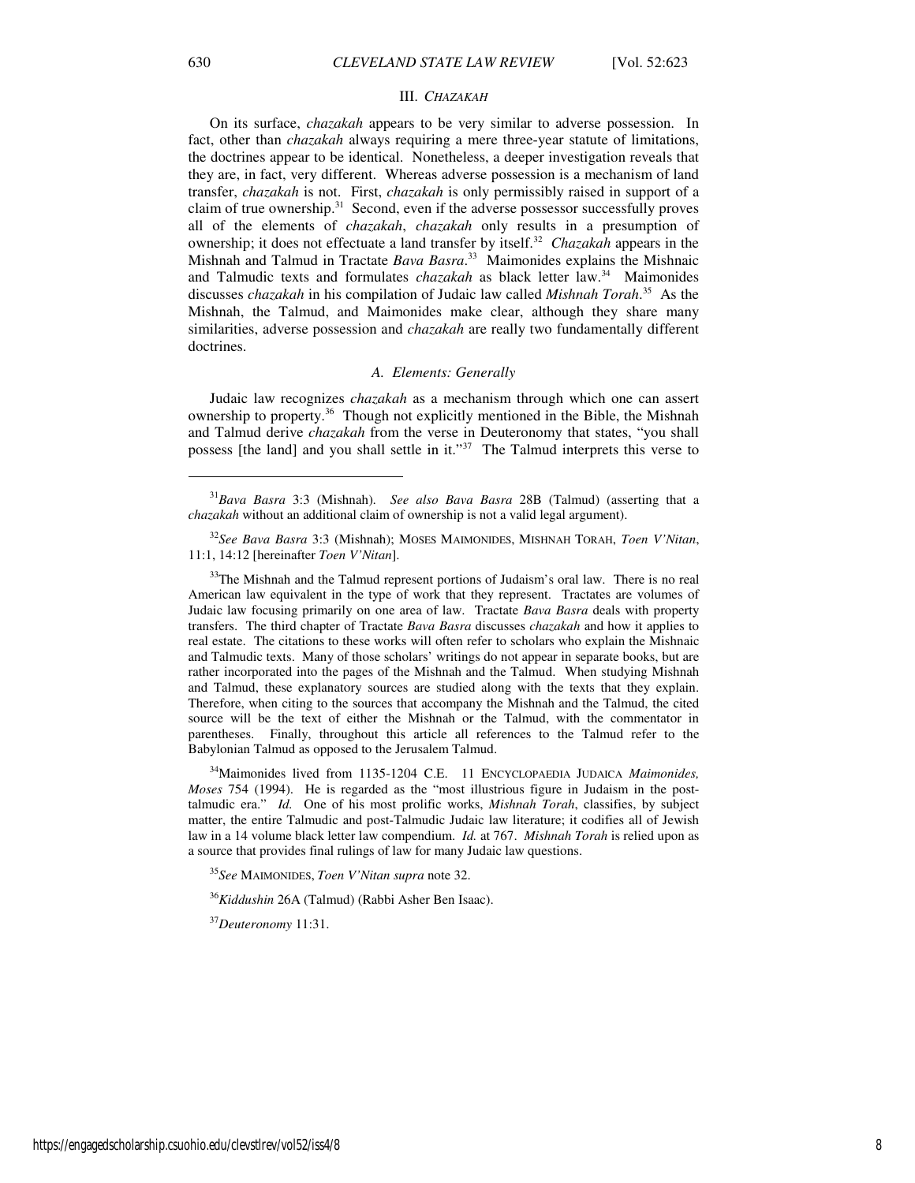### III. *CHAZAKAH*

On its surface, *chazakah* appears to be very similar to adverse possession. In fact, other than *chazakah* always requiring a mere three-year statute of limitations, the doctrines appear to be identical. Nonetheless, a deeper investigation reveals that they are, in fact, very different. Whereas adverse possession is a mechanism of land transfer, *chazakah* is not. First, *chazakah* is only permissibly raised in support of a claim of true ownership.[31] Second, even if the adverse possessor successfully proves all of the elements of *chazakah*, *chazakah* only results in a presumption of ownership; it does not effectuate a land transfer by itself.[32] *Chazakah* appears in the Mishnah and Talmud in Tractate *Bava Basra*.[33] Maimonides explains the Mishnaic and Talmudic texts and formulates *chazakah* as black letter law.[34] Maimonides discusses *chazakah* in his compilation of Judaic law called *Mishnah Torah*.[35] As the Mishnah, the Talmud, and Maimonides make clear, although they share many similarities, adverse possession and *chazakah* are really two fundamentally different doctrines.

#### *A. Elements: Generally*

Judaic law recognizes *chazakah* as a mechanism through which one can assert ownership to property.[36] Though not explicitly mentioned in the Bible, the Mishnah and Talmud derive *chazakah* from the verse in Deuteronomy that states, "you shall possess [the land] and you shall settle in it."[37] The Talmud interprets this verse to

---

[31]*Bava Basra* 3:3 (Mishnah). *See also Bava Basra* 28B (Talmud) (asserting that a *chazakah* without an additional claim of ownership is not a valid legal argument).

[32]*See Bava Basra* 3:3 (Mishnah); MOSES MAIMONIDES, MISHNAH TORAH, *Toen V'Nitan*, 11:1, 14:12 [hereinafter *Toen V'Nitan*].

[33]The Mishnah and the Talmud represent portions of Judaism's oral law. There is no real American law equivalent in the type of work that they represent. Tractates are volumes of Judaic law focusing primarily on one area of law. Tractate *Bava Basra* deals with property transfers. The third chapter of Tractate *Bava Basra* discusses *chazakah* and how it applies to real estate. The citations to these works will often refer to scholars who explain the Mishnaic and Talmudic texts. Many of those scholars' writings do not appear in separate books, but are rather incorporated into the pages of the Mishnah and the Talmud. When studying Mishnah and Talmud, these explanatory sources are studied along with the texts that they explain. Therefore, when citing to the sources that accompany the Mishnah and the Talmud, the cited source will be the text of either the Mishnah or the Talmud, with the commentator in parentheses. Finally, throughout this article all references to the Talmud refer to the Babylonian Talmud as opposed to the Jerusalem Talmud.

[34]Maimonides lived from 1135-1204 C.E. 11 ENCYCLOPAEDIA JUDAICA *Maimonides, Moses* 754 (1994). He is regarded as the "most illustrious figure in Judaism in the post-talmudic era." *Id.* One of his most prolific works, *Mishnah Torah*, classifies, by subject matter, the entire Talmudic and post-Talmudic Judaic law literature; it codifies all of Jewish law in a 14 volume black letter law compendium. *Id.* at 767. *Mishnah Torah* is relied upon as a source that provides final rulings of law for many Judaic law questions.

[35]*See* MAIMONIDES, *Toen V'Nitan supra* note 32.

[36]*Kiddushin* 26A (Talmud) (Rabbi Asher Ben Isaac).

[37]*Deuteronomy* 11:31.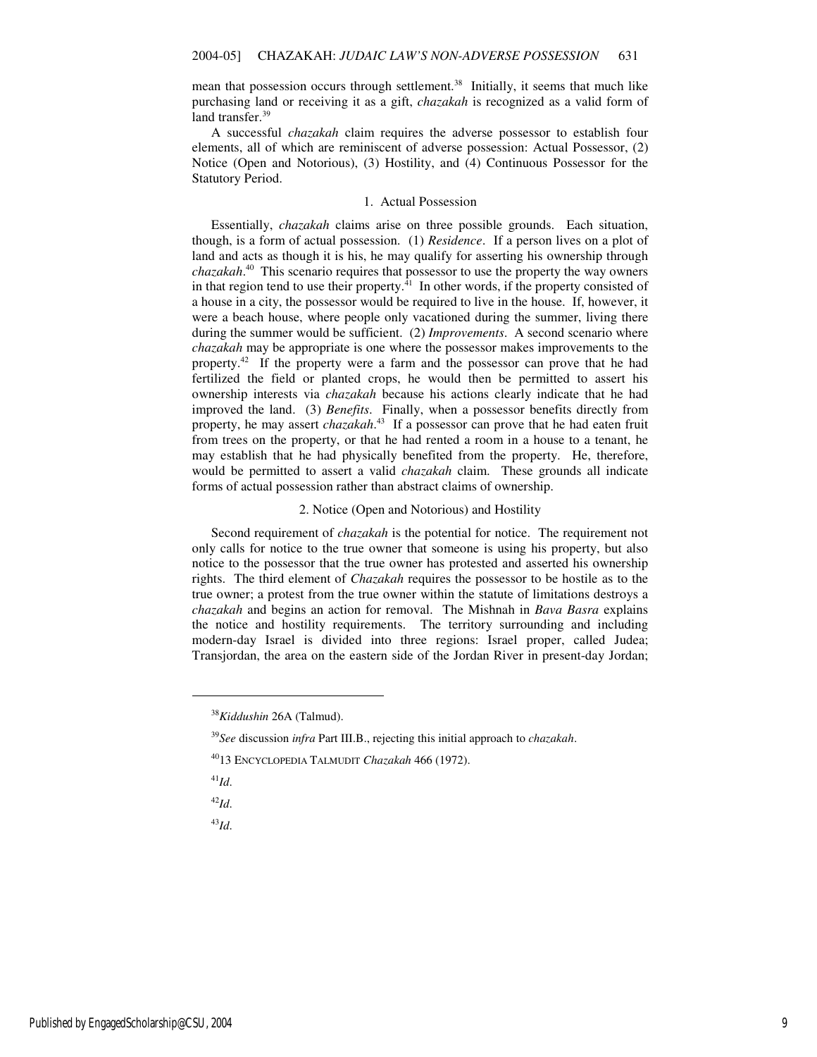mean that possession occurs through settlement.[38] Initially, it seems that much like purchasing land or receiving it as a gift, *chazakah* is recognized as a valid form of land transfer.[39]

A successful *chazakah* claim requires the adverse possessor to establish four elements, all of which are reminiscent of adverse possession: Actual Possessor, (2) Notice (Open and Notorious), (3) Hostility, and (4) Continuous Possessor for the Statutory Period.

### 1. Actual Possession

Essentially, *chazakah* claims arise on three possible grounds. Each situation, though, is a form of actual possession. (1) *Residence*. If a person lives on a plot of land and acts as though it is his, he may qualify for asserting his ownership through *chazakah*.[40] This scenario requires that possessor to use the property the way owners in that region tend to use their property.[41] In other words, if the property consisted of a house in a city, the possessor would be required to live in the house. If, however, it were a beach house, where people only vacationed during the summer, living there during the summer would be sufficient. (2) *Improvements*. A second scenario where *chazakah* may be appropriate is one where the possessor makes improvements to the property.[42] If the property were a farm and the possessor can prove that he had fertilized the field or planted crops, he would then be permitted to assert his ownership interests via *chazakah* because his actions clearly indicate that he had improved the land. (3) *Benefits*. Finally, when a possessor benefits directly from property, he may assert *chazakah*.[43] If a possessor can prove that he had eaten fruit from trees on the property, or that he had rented a room in a house to a tenant, he may establish that he had physically benefited from the property. He, therefore, would be permitted to assert a valid *chazakah* claim. These grounds all indicate forms of actual possession rather than abstract claims of ownership.

### 2. Notice (Open and Notorious) and Hostility

Second requirement of *chazakah* is the potential for notice. The requirement not only calls for notice to the true owner that someone is using his property, but also notice to the possessor that the true owner has protested and asserted his ownership rights. The third element of *Chazakah* requires the possessor to be hostile as to the true owner; a protest from the true owner within the statute of limitations destroys a *chazakah* and begins an action for removal. The Mishnah in *Bava Basra* explains the notice and hostility requirements. The territory surrounding and including modern-day Israel is divided into three regions: Israel proper, called Judea; Transjordan, the area on the eastern side of the Jordan River in present-day Jordan;

---

[38] *Kiddushin* 26A (Talmud).

[39] *See* discussion *infra* Part III.B., rejecting this initial approach to *chazakah*.

[40] 13 ENCYCLOPEDIA TALMUDIT *Chazakah* 466 (1972).

[41] *Id*.

[42] *Id*.

[43] *Id*.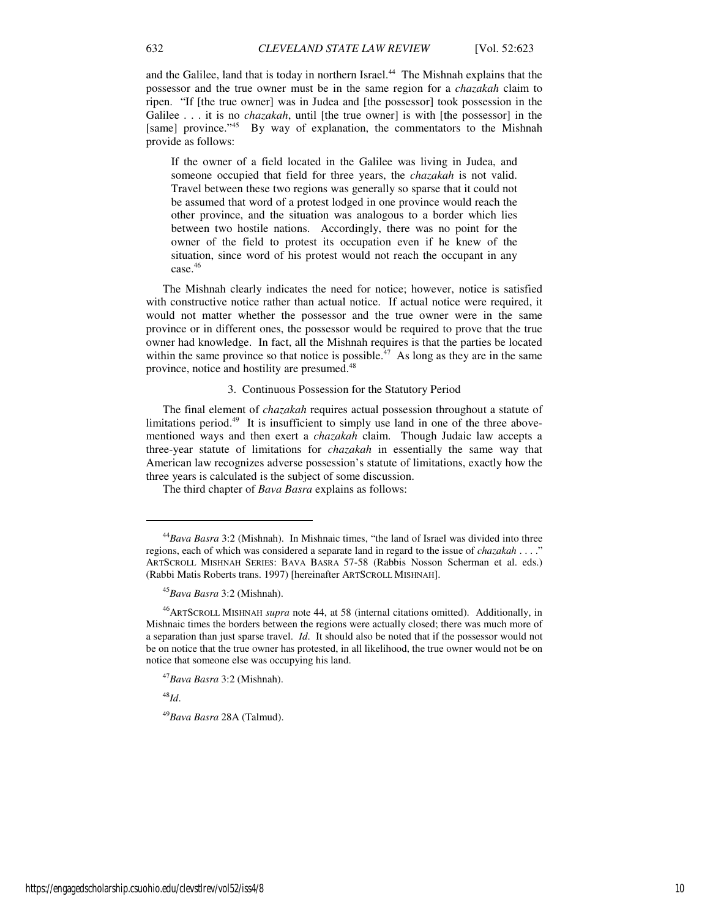and the Galilee, land that is today in northern Israel.[44] The Mishnah explains that the possessor and the true owner must be in the same region for a *chazakah* claim to ripen. "If [the true owner] was in Judea and [the possessor] took possession in the Galilee . . . it is no *chazakah*, until [the true owner] is with [the possessor] in the [same] province."[45] By way of explanation, the commentators to the Mishnah provide as follows:

> If the owner of a field located in the Galilee was living in Judea, and someone occupied that field for three years, the *chazakah* is not valid. Travel between these two regions was generally so sparse that it could not be assumed that word of a protest lodged in one province would reach the other province, and the situation was analogous to a border which lies between two hostile nations. Accordingly, there was no point for the owner of the field to protest its occupation even if he knew of the situation, since word of his protest would not reach the occupant in any case.[46]

The Mishnah clearly indicates the need for notice; however, notice is satisfied with constructive notice rather than actual notice. If actual notice were required, it would not matter whether the possessor and the true owner were in the same province or in different ones, the possessor would be required to prove that the true owner had knowledge. In fact, all the Mishnah requires is that the parties be located within the same province so that notice is possible.[47] As long as they are in the same province, notice and hostility are presumed.[48]

### 3. Continuous Possession for the Statutory Period

The final element of *chazakah* requires actual possession throughout a statute of limitations period.[49] It is insufficient to simply use land in one of the three above-mentioned ways and then exert a *chazakah* claim. Though Judaic law accepts a three-year statute of limitations for *chazakah* in essentially the same way that American law recognizes adverse possession's statute of limitations, exactly how the three years is calculated is the subject of some discussion.

The third chapter of *Bava Basra* explains as follows:

---

[44] *Bava Basra* 3:2 (Mishnah). In Mishnaic times, "the land of Israel was divided into three regions, each of which was considered a separate land in regard to the issue of *chazakah* . . . ." ARTSCROLL MISHNAH SERIES: BAVA BASRA 57-58 (Rabbis Nosson Scherman et al. eds.) (Rabbi Matis Roberts trans. 1997) [hereinafter ARTSCROLL MISHNAH].

[45] *Bava Basra* 3:2 (Mishnah).

[46] ARTSCROLL MISHNAH *supra* note 44, at 58 (internal citations omitted). Additionally, in Mishnaic times the borders between the regions were actually closed; there was much more of a separation than just sparse travel. *Id*. It should also be noted that if the possessor would not be on notice that the true owner has protested, in all likelihood, the true owner would not be on notice that someone else was occupying his land.

[47] *Bava Basra* 3:2 (Mishnah).

[48] *Id*.

[49] *Bava Basra* 28A (Talmud).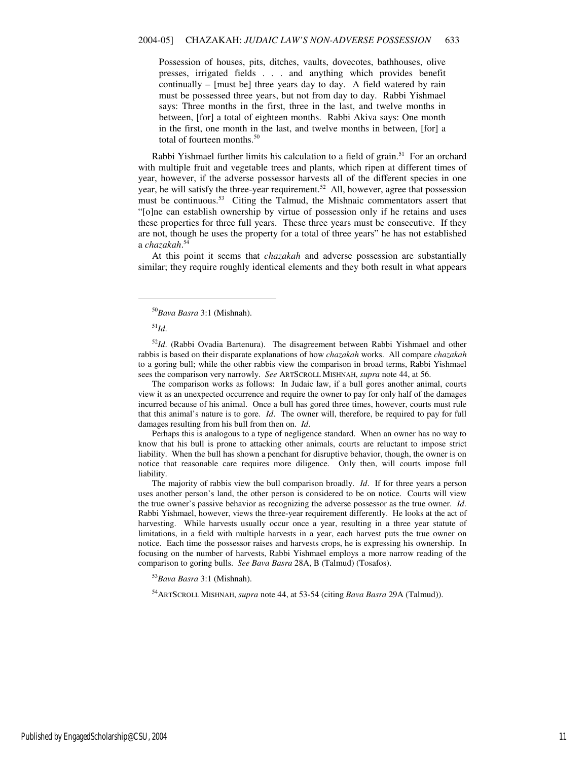> Possession of houses, pits, ditches, vaults, dovecotes, bathhouses, olive presses, irrigated fields . . . and anything which provides benefit continually – [must be] three years day to day. A field watered by rain must be possessed three years, but not from day to day. Rabbi Yishmael says: Three months in the first, three in the last, and twelve months in between, [for] a total of eighteen months. Rabbi Akiva says: One month in the first, one month in the last, and twelve months in between, [for] a total of fourteen months.[50]

Rabbi Yishmael further limits his calculation to a field of grain.[51] For an orchard with multiple fruit and vegetable trees and plants, which ripen at different times of year, however, if the adverse possessor harvests all of the different species in one year, he will satisfy the three-year requirement.[52] All, however, agree that possession must be continuous.[53] Citing the Talmud, the Mishnaic commentators assert that "[o]ne can establish ownership by virtue of possession only if he retains and uses these properties for three full years. These three years must be consecutive. If they are not, though he uses the property for a total of three years" he has not established a *chazakah*.[54]

At this point it seems that *chazakah* and adverse possession are substantially similar; they require roughly identical elements and they both result in what appears

---

[50]*Bava Basra* 3:1 (Mishnah).

[51]*Id.*

[52]*Id.* (Rabbi Ovadia Bartenura). The disagreement between Rabbi Yishmael and other rabbis is based on their disparate explanations of how *chazakah* works. All compare *chazakah* to a goring bull; while the other rabbis view the comparison in broad terms, Rabbi Yishmael sees the comparison very narrowly. *See* ArtScroll Mishnah, *supra* note 44, at 56.

The comparison works as follows: In Judaic law, if a bull gores another animal, courts view it as an unexpected occurrence and require the owner to pay for only half of the damages incurred because of his animal. Once a bull has gored three times, however, courts must rule that this animal's nature is to gore. *Id*. The owner will, therefore, be required to pay for full damages resulting from his bull from then on. *Id*.

Perhaps this is analogous to a type of negligence standard. When an owner has no way to know that his bull is prone to attacking other animals, courts are reluctant to impose strict liability. When the bull has shown a penchant for disruptive behavior, though, the owner is on notice that reasonable care requires more diligence. Only then, will courts impose full liability.

The majority of rabbis view the bull comparison broadly. *Id*. If for three years a person uses another person's land, the other person is considered to be on notice. Courts will view the true owner's passive behavior as recognizing the adverse possessor as the true owner. *Id*. Rabbi Yishmael, however, views the three-year requirement differently. He looks at the act of harvesting. While harvests usually occur once a year, resulting in a three year statute of limitations, in a field with multiple harvests in a year, each harvest puts the true owner on notice. Each time the possessor raises and harvests crops, he is expressing his ownership. In focusing on the number of harvests, Rabbi Yishmael employs a more narrow reading of the comparison to goring bulls. *See Bava Basra* 28A, B (Talmud) (Tosafos).

[53]*Bava Basra* 3:1 (Mishnah).

[54]ArtScroll Mishnah, *supra* note 44, at 53-54 (citing *Bava Basra* 29A (Talmud)).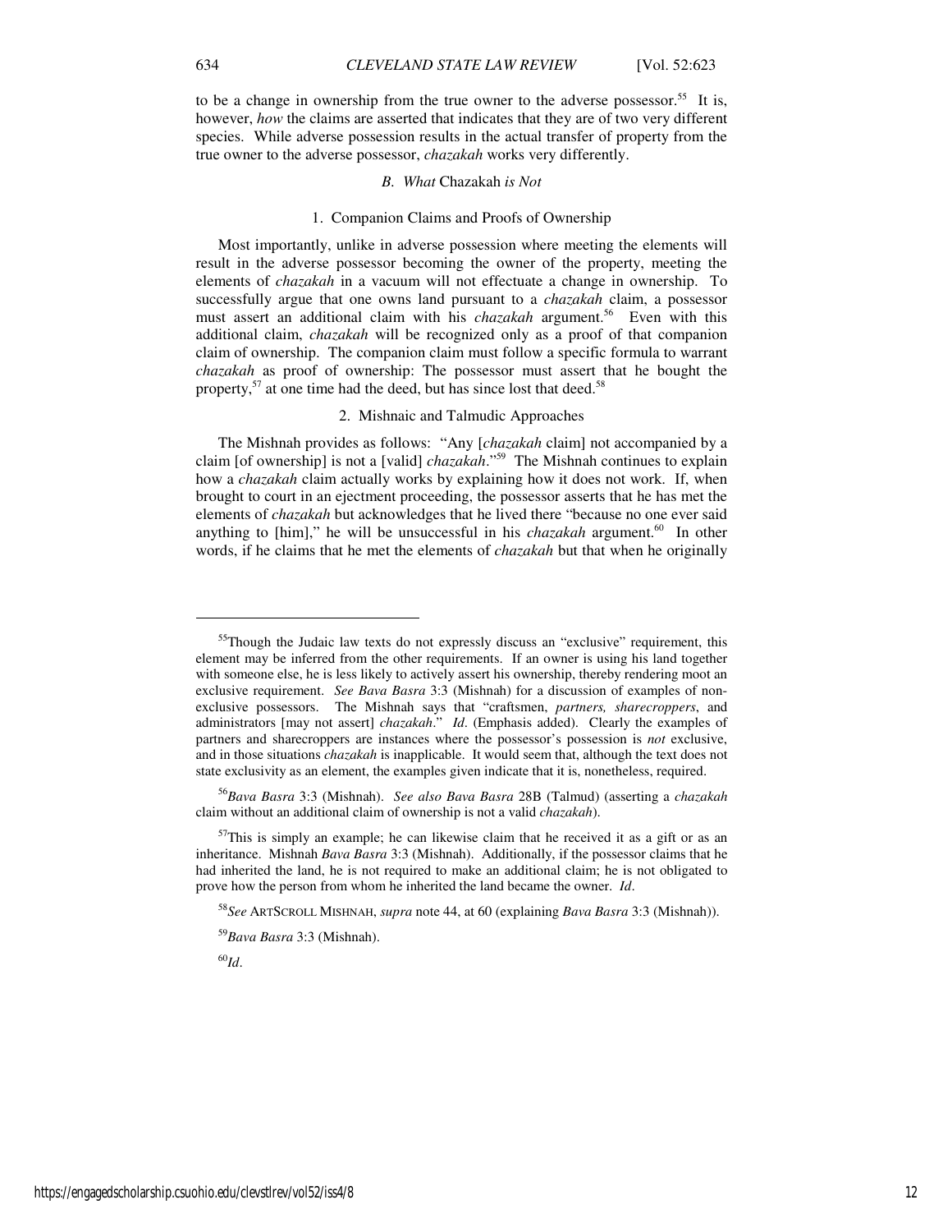to be a change in ownership from the true owner to the adverse possessor.[55] It is, however, *how* the claims are asserted that indicates that they are of two very different species. While adverse possession results in the actual transfer of property from the true owner to the adverse possessor, *chazakah* works very differently.

### *B. What* Chazakah *is Not*

#### 1. Companion Claims and Proofs of Ownership

Most importantly, unlike in adverse possession where meeting the elements will result in the adverse possessor becoming the owner of the property, meeting the elements of *chazakah* in a vacuum will not effectuate a change in ownership. To successfully argue that one owns land pursuant to a *chazakah* claim, a possessor must assert an additional claim with his *chazakah* argument.[56] Even with this additional claim, *chazakah* will be recognized only as a proof of that companion claim of ownership. The companion claim must follow a specific formula to warrant *chazakah* as proof of ownership: The possessor must assert that he bought the property,[57] at one time had the deed, but has since lost that deed.[58]

#### 2. Mishnaic and Talmudic Approaches

The Mishnah provides as follows: "Any [*chazakah* claim] not accompanied by a claim [of ownership] is not a [valid] *chazakah*."[59] The Mishnah continues to explain how a *chazakah* claim actually works by explaining how it does not work. If, when brought to court in an ejectment proceeding, the possessor asserts that he has met the elements of *chazakah* but acknowledges that he lived there "because no one ever said anything to [him]," he will be unsuccessful in his *chazakah* argument.[60] In other words, if he claims that he met the elements of *chazakah* but that when he originally

---

[55] Though the Judaic law texts do not expressly discuss an "exclusive" requirement, this element may be inferred from the other requirements. If an owner is using his land together with someone else, he is less likely to actively assert his ownership, thereby rendering moot an exclusive requirement. *See Bava Basra* 3:3 (Mishnah) for a discussion of examples of non-exclusive possessors. The Mishnah says that "craftsmen, *partners, sharecroppers*, and administrators [may not assert] *chazakah*." *Id*. (Emphasis added). Clearly the examples of partners and sharecroppers are instances where the possessor's possession is *not* exclusive, and in those situations *chazakah* is inapplicable. It would seem that, although the text does not state exclusivity as an element, the examples given indicate that it is, nonetheless, required.

[56] *Bava Basra* 3:3 (Mishnah). *See also Bava Basra* 28B (Talmud) (asserting a *chazakah* claim without an additional claim of ownership is not a valid *chazakah*).

[57] This is simply an example; he can likewise claim that he received it as a gift or as an inheritance. Mishnah *Bava Basra* 3:3 (Mishnah). Additionally, if the possessor claims that he had inherited the land, he is not required to make an additional claim; he is not obligated to prove how the person from whom he inherited the land became the owner. *Id*.

[58] *See* ARTSCROLL MISHNAH, *supra* note 44, at 60 (explaining *Bava Basra* 3:3 (Mishnah)).

[59] *Bava Basra* 3:3 (Mishnah).

[60] *Id*.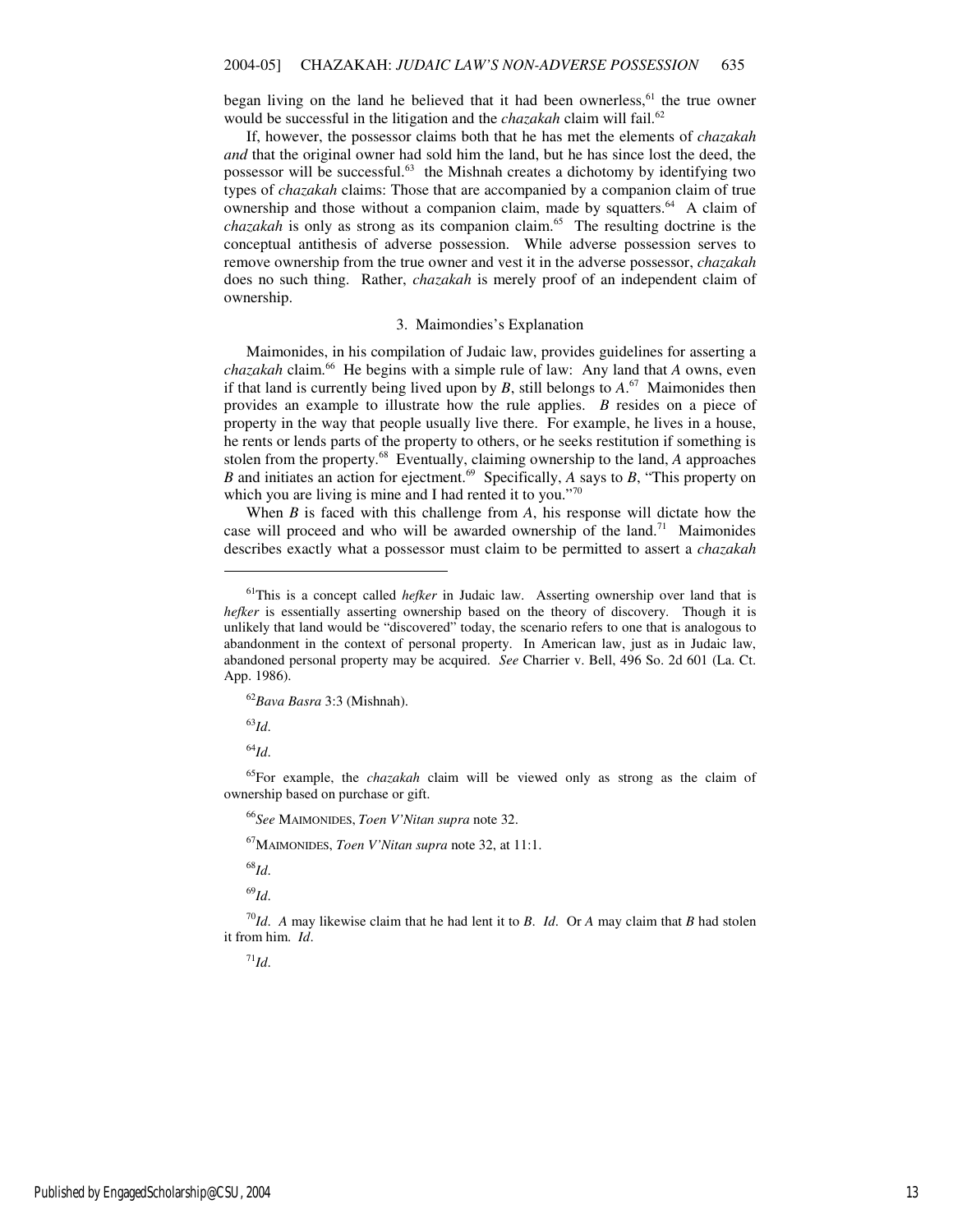began living on the land he believed that it had been ownerless,[61] the true owner would be successful in the litigation and the *chazakah* claim will fail.[62]

If, however, the possessor claims both that he has met the elements of *chazakah* *and* that the original owner had sold him the land, but he has since lost the deed, the possessor will be successful.[63] the Mishnah creates a dichotomy by identifying two types of *chazakah* claims: Those that are accompanied by a companion claim of true ownership and those without a companion claim, made by squatters.[64] A claim of *chazakah* is only as strong as its companion claim.[65] The resulting doctrine is the conceptual antithesis of adverse possession. While adverse possession serves to remove ownership from the true owner and vest it in the adverse possessor, *chazakah* does no such thing. Rather, *chazakah* is merely proof of an independent claim of ownership.

### 3. Maimondies's Explanation

Maimonides, in his compilation of Judaic law, provides guidelines for asserting a *chazakah* claim.[66] He begins with a simple rule of law: Any land that *A* owns, even if that land is currently being lived upon by *B*, still belongs to *A*.[67] Maimonides then provides an example to illustrate how the rule applies. *B* resides on a piece of property in the way that people usually live there. For example, he lives in a house, he rents or lends parts of the property to others, or he seeks restitution if something is stolen from the property.[68] Eventually, claiming ownership to the land, *A* approaches *B* and initiates an action for ejectment.[69] Specifically, *A* says to *B*, "This property on which you are living is mine and I had rented it to you."[70]

When *B* is faced with this challenge from *A*, his response will dictate how the case will proceed and who will be awarded ownership of the land.[71] Maimonides describes exactly what a possessor must claim to be permitted to assert a *chazakah*

---

[61]This is a concept called *hefker* in Judaic law. Asserting ownership over land that is *hefker* is essentially asserting ownership based on the theory of discovery. Though it is unlikely that land would be "discovered" today, the scenario refers to one that is analogous to abandonment in the context of personal property. In American law, just as in Judaic law, abandoned personal property may be acquired. *See* Charrier v. Bell, 496 So. 2d 601 (La. Ct. App. 1986).

[62]*Bava Basra* 3:3 (Mishnah).

[63]*Id.*

[64]*Id.*

[65]For example, the *chazakah* claim will be viewed only as strong as the claim of ownership based on purchase or gift.

[66]*See* MAIMONIDES, *Toen V'Nitan supra* note 32.

[67]MAIMONIDES, *Toen V'Nitan supra* note 32, at 11:1.

[68]*Id.*

[69]*Id.*

[70]*Id.* *A* may likewise claim that he had lent it to *B*. *Id*. Or *A* may claim that *B* had stolen it from him. *Id*.

[71]*Id.*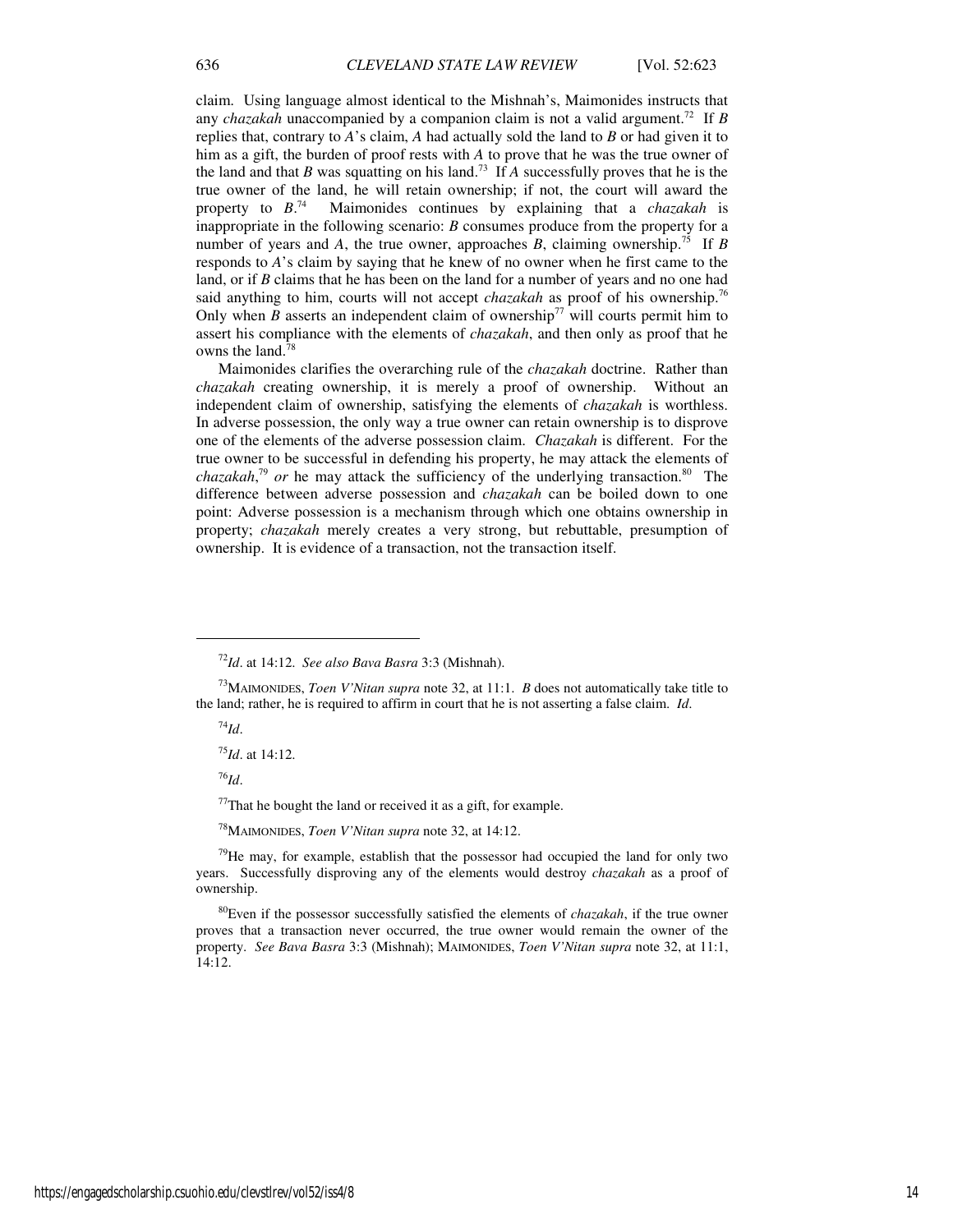claim. Using language almost identical to the Mishnah's, Maimonides instructs that any *chazakah* unaccompanied by a companion claim is not a valid argument.[72] If *B* replies that, contrary to *A*'s claim, *A* had actually sold the land to *B* or had given it to him as a gift, the burden of proof rests with *A* to prove that he was the true owner of the land and that *B* was squatting on his land.[73] If *A* successfully proves that he is the true owner of the land, he will retain ownership; if not, the court will award the property to *B*.[74] Maimonides continues by explaining that a *chazakah* is inappropriate in the following scenario: *B* consumes produce from the property for a number of years and *A*, the true owner, approaches *B*, claiming ownership.[75] If *B* responds to *A*'s claim by saying that he knew of no owner when he first came to the land, or if *B* claims that he has been on the land for a number of years and no one had said anything to him, courts will not accept *chazakah* as proof of his ownership.[76] Only when *B* asserts an independent claim of ownership[77] will courts permit him to assert his compliance with the elements of *chazakah*, and then only as proof that he owns the land.[78]

Maimonides clarifies the overarching rule of the *chazakah* doctrine. Rather than *chazakah* creating ownership, it is merely a proof of ownership. Without an independent claim of ownership, satisfying the elements of *chazakah* is worthless. In adverse possession, the only way a true owner can retain ownership is to disprove one of the elements of the adverse possession claim. *Chazakah* is different. For the true owner to be successful in defending his property, he may attack the elements of *chazakah*,[79] *or* he may attack the sufficiency of the underlying transaction.[80] The difference between adverse possession and *chazakah* can be boiled down to one point: Adverse possession is a mechanism through which one obtains ownership in property; *chazakah* merely creates a very strong, but rebuttable, presumption of ownership. It is evidence of a transaction, not the transaction itself.

---

[72] *Id*. at 14:12. *See also Bava Basra* 3:3 (Mishnah).

[73] MAIMONIDES, *Toen V'Nitan supra* note 32, at 11:1. *B* does not automatically take title to the land; rather, he is required to affirm in court that he is not asserting a false claim. *Id*.

[74] *Id*.

[75] *Id*. at 14:12.

[76] *Id*.

[77] That he bought the land or received it as a gift, for example.

[78] MAIMONIDES, *Toen V'Nitan supra* note 32, at 14:12.

[79] He may, for example, establish that the possessor had occupied the land for only two years. Successfully disproving any of the elements would destroy *chazakah* as a proof of ownership.

[80] Even if the possessor successfully satisfied the elements of *chazakah*, if the true owner proves that a transaction never occurred, the true owner would remain the owner of the property. *See Bava Basra* 3:3 (Mishnah); MAIMONIDES, *Toen V'Nitan supra* note 32, at 11:1, 14:12.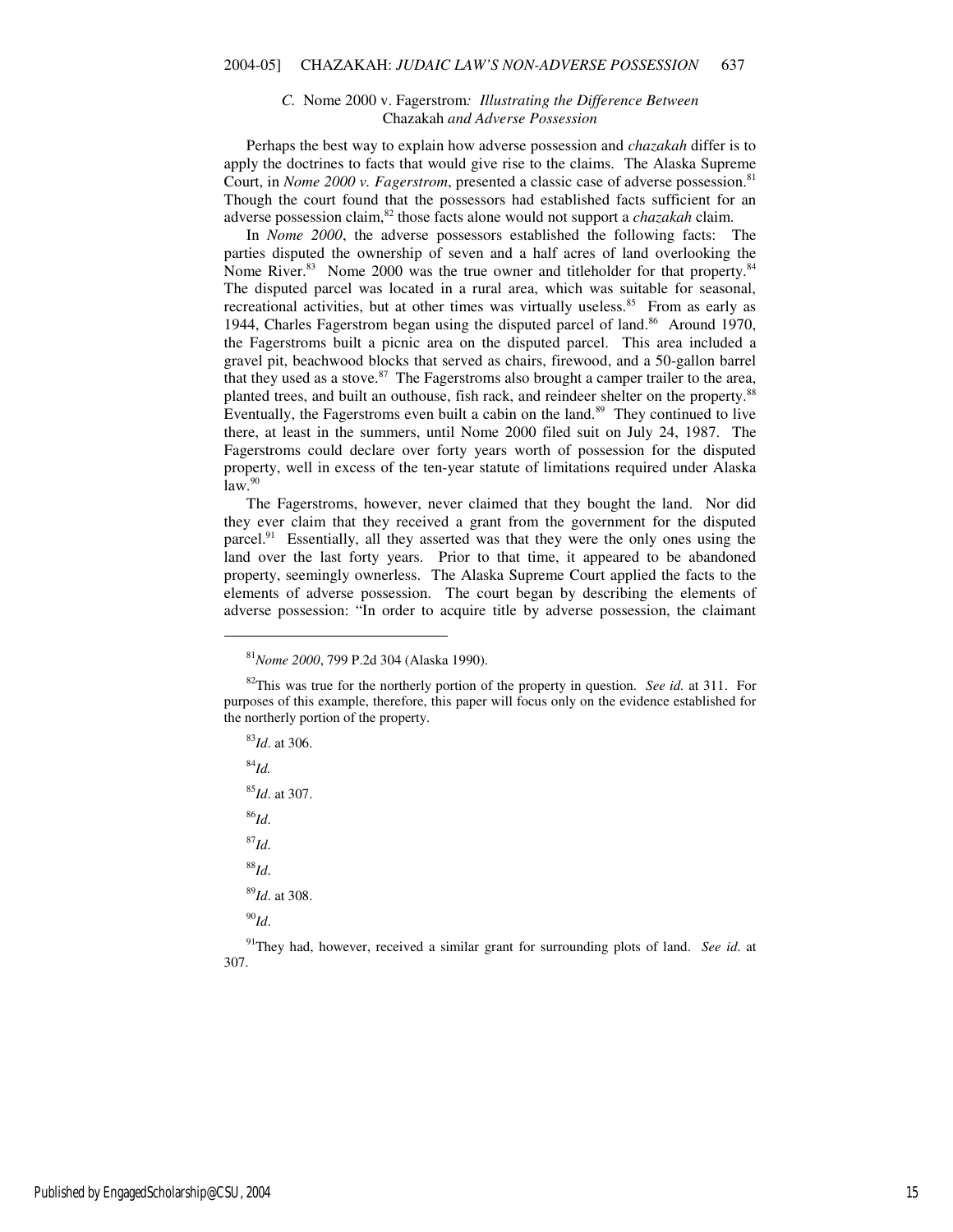### *C.* Nome 2000 v. Fagerstrom*: Illustrating the Difference Between* Chazakah *and Adverse Possession*

Perhaps the best way to explain how adverse possession and *chazakah* differ is to apply the doctrines to facts that would give rise to the claims. The Alaska Supreme Court, in *Nome 2000 v. Fagerstrom*, presented a classic case of adverse possession.[81] Though the court found that the possessors had established facts sufficient for an adverse possession claim,[82] those facts alone would not support a *chazakah* claim.

In *Nome 2000*, the adverse possessors established the following facts: The parties disputed the ownership of seven and a half acres of land overlooking the Nome River.[83] Nome 2000 was the true owner and titleholder for that property.[84] The disputed parcel was located in a rural area, which was suitable for seasonal, recreational activities, but at other times was virtually useless.[85] From as early as 1944, Charles Fagerstrom began using the disputed parcel of land.[86] Around 1970, the Fagerstroms built a picnic area on the disputed parcel. This area included a gravel pit, beachwood blocks that served as chairs, firewood, and a 50-gallon barrel that they used as a stove.[87] The Fagerstroms also brought a camper trailer to the area, planted trees, and built an outhouse, fish rack, and reindeer shelter on the property.[88] Eventually, the Fagerstroms even built a cabin on the land.[89] They continued to live there, at least in the summers, until Nome 2000 filed suit on July 24, 1987. The Fagerstroms could declare over forty years worth of possession for the disputed property, well in excess of the ten-year statute of limitations required under Alaska law.[90]

The Fagerstroms, however, never claimed that they bought the land. Nor did they ever claim that they received a grant from the government for the disputed parcel.[91] Essentially, all they asserted was that they were the only ones using the land over the last forty years. Prior to that time, it appeared to be abandoned property, seemingly ownerless. The Alaska Supreme Court applied the facts to the elements of adverse possession. The court began by describing the elements of adverse possession: "In order to acquire title by adverse possession, the claimant

---

[81]*Nome 2000*, 799 P.2d 304 (Alaska 1990).

[82]This was true for the northerly portion of the property in question. *See id.* at 311. For purposes of this example, therefore, this paper will focus only on the evidence established for the northerly portion of the property.

[83]*Id*. at 306.

[84]*Id.*

[85]*Id*. at 307.

[86]*Id*.

[87]*Id*.

[88]*Id*.

[89]*Id*. at 308.

[90]*Id*.

[91]They had, however, received a similar grant for surrounding plots of land. *See id*. at 307.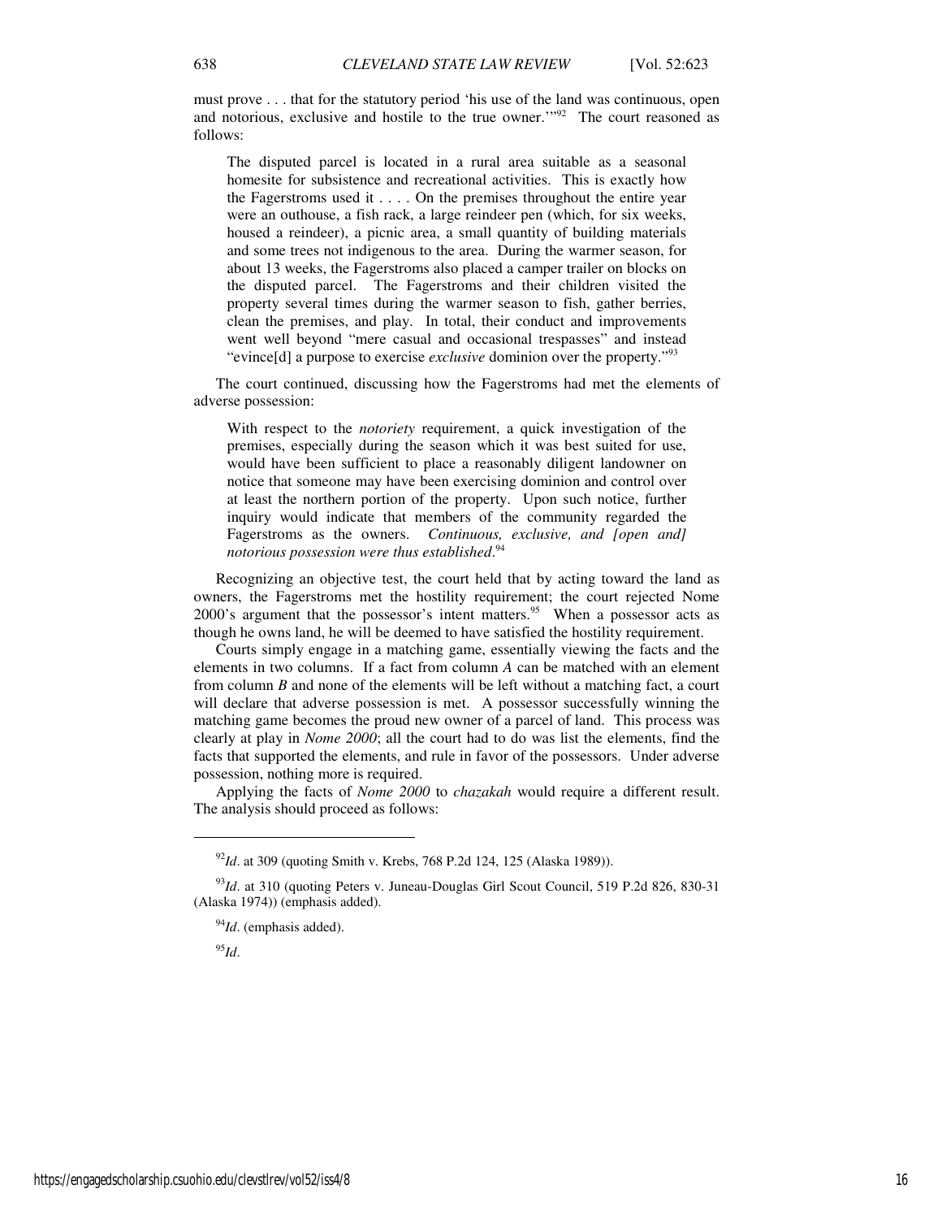must prove . . . that for the statutory period 'his use of the land was continuous, open and notorious, exclusive and hostile to the true owner.'"[92] The court reasoned as follows:

> The disputed parcel is located in a rural area suitable as a seasonal homesite for subsistence and recreational activities. This is exactly how the Fagerstroms used it . . . . On the premises throughout the entire year were an outhouse, a fish rack, a large reindeer pen (which, for six weeks, housed a reindeer), a picnic area, a small quantity of building materials and some trees not indigenous to the area. During the warmer season, for about 13 weeks, the Fagerstroms also placed a camper trailer on blocks on the disputed parcel. The Fagerstroms and their children visited the property several times during the warmer season to fish, gather berries, clean the premises, and play. In total, their conduct and improvements went well beyond "mere casual and occasional trespasses" and instead "evince[d] a purpose to exercise *exclusive* dominion over the property."[93]

The court continued, discussing how the Fagerstroms had met the elements of adverse possession:

> With respect to the *notoriety* requirement, a quick investigation of the premises, especially during the season which it was best suited for use, would have been sufficient to place a reasonably diligent landowner on notice that someone may have been exercising dominion and control over at least the northern portion of the property. Upon such notice, further inquiry would indicate that members of the community regarded the Fagerstroms as the owners. *Continuous, exclusive, and [open and] notorious possession were thus established*.[94]

Recognizing an objective test, the court held that by acting toward the land as owners, the Fagerstroms met the hostility requirement; the court rejected Nome 2000's argument that the possessor's intent matters.[95] When a possessor acts as though he owns land, he will be deemed to have satisfied the hostility requirement.

Courts simply engage in a matching game, essentially viewing the facts and the elements in two columns. If a fact from column *A* can be matched with an element from column *B* and none of the elements will be left without a matching fact, a court will declare that adverse possession is met. A possessor successfully winning the matching game becomes the proud new owner of a parcel of land. This process was clearly at play in *Nome 2000*; all the court had to do was list the elements, find the facts that supported the elements, and rule in favor of the possessors. Under adverse possession, nothing more is required.

Applying the facts of *Nome 2000* to *chazakah* would require a different result. The analysis should proceed as follows:

---

[92] *Id*. at 309 (quoting Smith v. Krebs, 768 P.2d 124, 125 (Alaska 1989)).

[93] *Id*. at 310 (quoting Peters v. Juneau-Douglas Girl Scout Council, 519 P.2d 826, 830-31 (Alaska 1974)) (emphasis added).

[94] *Id*. (emphasis added).

[95] *Id*.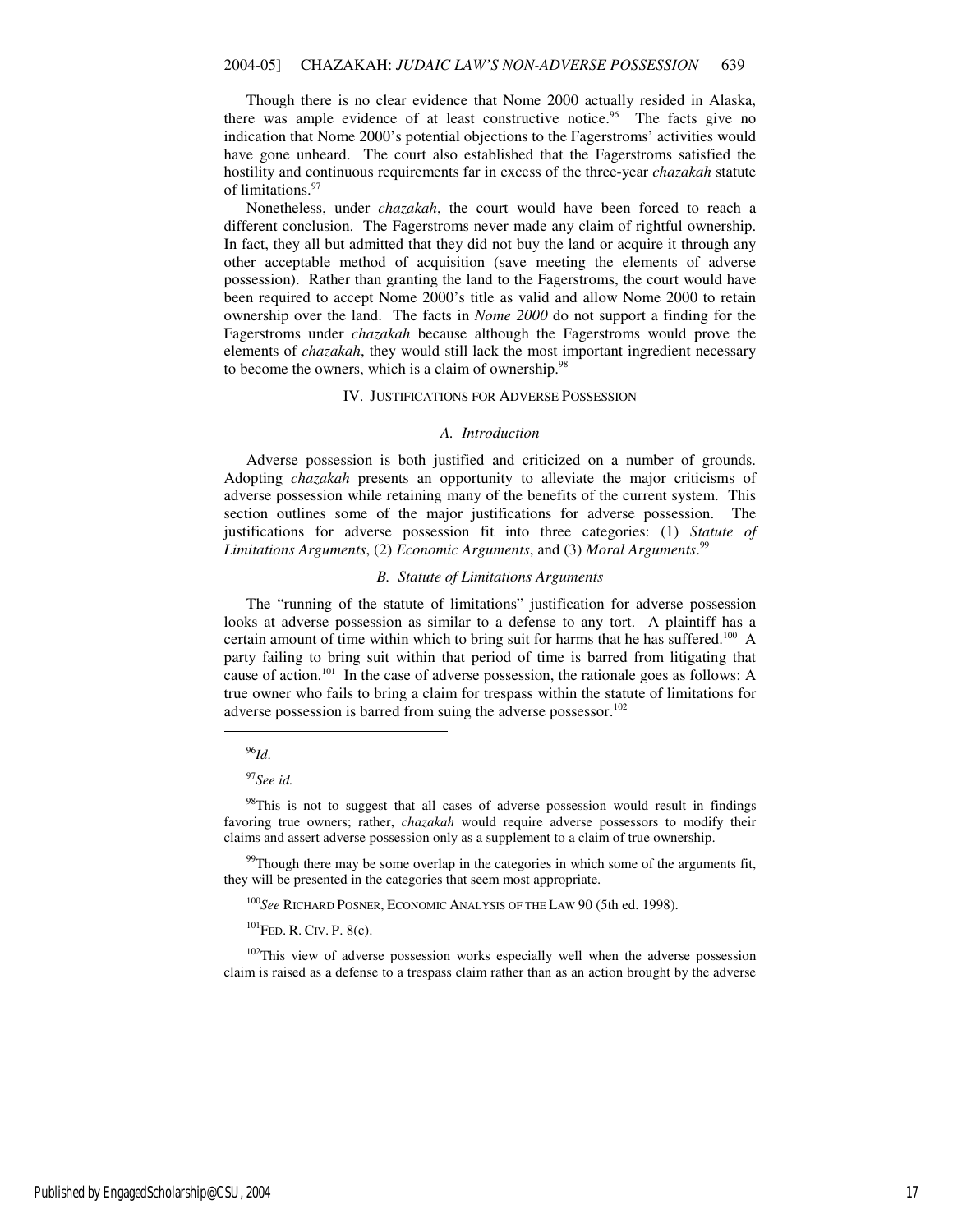Though there is no clear evidence that Nome 2000 actually resided in Alaska, there was ample evidence of at least constructive notice.[96] The facts give no indication that Nome 2000's potential objections to the Fagerstroms' activities would have gone unheard. The court also established that the Fagerstroms satisfied the hostility and continuous requirements far in excess of the three-year *chazakah* statute of limitations.[97]

Nonetheless, under *chazakah*, the court would have been forced to reach a different conclusion. The Fagerstroms never made any claim of rightful ownership. In fact, they all but admitted that they did not buy the land or acquire it through any other acceptable method of acquisition (save meeting the elements of adverse possession). Rather than granting the land to the Fagerstroms, the court would have been required to accept Nome 2000's title as valid and allow Nome 2000 to retain ownership over the land. The facts in *Nome 2000* do not support a finding for the Fagerstroms under *chazakah* because although the Fagerstroms would prove the elements of *chazakah*, they would still lack the most important ingredient necessary to become the owners, which is a claim of ownership.[98]

## IV. Justifications for Adverse Possession

### *A. Introduction*

Adverse possession is both justified and criticized on a number of grounds. Adopting *chazakah* presents an opportunity to alleviate the major criticisms of adverse possession while retaining many of the benefits of the current system. This section outlines some of the major justifications for adverse possession. The justifications for adverse possession fit into three categories: (1) *Statute of Limitations Arguments*, (2) *Economic Arguments*, and (3) *Moral Arguments*.[99]

### *B. Statute of Limitations Arguments*

The "running of the statute of limitations" justification for adverse possession looks at adverse possession as similar to a defense to any tort. A plaintiff has a certain amount of time within which to bring suit for harms that he has suffered.[100] A party failing to bring suit within that period of time is barred from litigating that cause of action.[101] In the case of adverse possession, the rationale goes as follows: A true owner who fails to bring a claim for trespass within the statute of limitations for adverse possession is barred from suing the adverse possessor.[102]

---

[96] *Id.*

[97] *See id.*

[98] This is not to suggest that all cases of adverse possession would result in findings favoring true owners; rather, *chazakah* would require adverse possessors to modify their claims and assert adverse possession only as a supplement to a claim of true ownership.

[99] Though there may be some overlap in the categories in which some of the arguments fit, they will be presented in the categories that seem most appropriate.

[100] *See* Richard Posner, Economic Analysis of the Law 90 (5th ed. 1998).

[101] Fed. R. Civ. P. 8(c).

[102] This view of adverse possession works especially well when the adverse possession claim is raised as a defense to a trespass claim rather than as an action brought by the adverse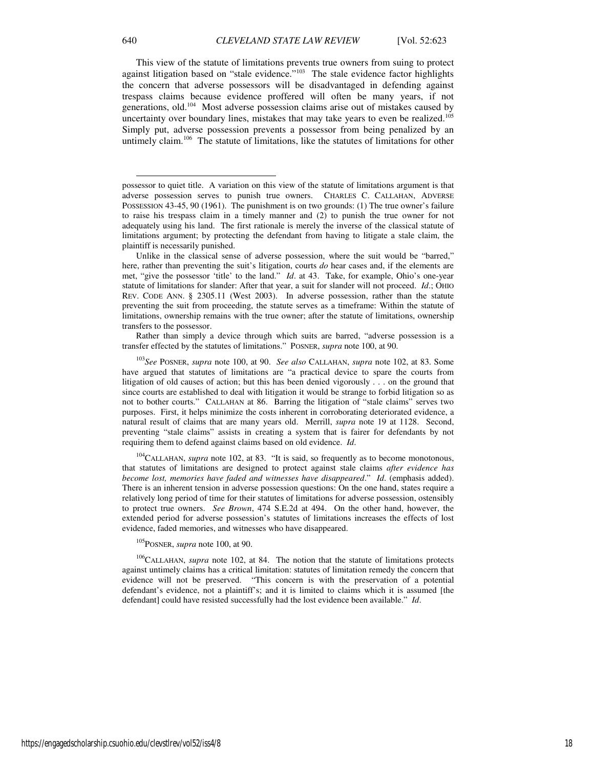This view of the statute of limitations prevents true owners from suing to protect against litigation based on "stale evidence."[103] The stale evidence factor highlights the concern that adverse possessors will be disadvantaged in defending against trespass claims because evidence proffered will often be many years, if not generations, old.[104] Most adverse possession claims arise out of mistakes caused by uncertainty over boundary lines, mistakes that may take years to even be realized.[105] Simply put, adverse possession prevents a possessor from being penalized by an untimely claim.[106] The statute of limitations, like the statutes of limitations for other

---

possessor to quiet title. A variation on this view of the statute of limitations argument is that adverse possession serves to punish true owners. CHARLES C. CALLAHAN, ADVERSE POSSESSION 43-45, 90 (1961). The punishment is on two grounds: (1) The true owner's failure to raise his trespass claim in a timely manner and (2) to punish the true owner for not adequately using his land. The first rationale is merely the inverse of the classical statute of limitations argument; by protecting the defendant from having to litigate a stale claim, the plaintiff is necessarily punished.

Unlike in the classical sense of adverse possession, where the suit would be "barred," here, rather than preventing the suit's litigation, courts *do* hear cases and, if the elements are met, "give the possessor 'title' to the land." *Id*. at 43. Take, for example, Ohio's one-year statute of limitations for slander: After that year, a suit for slander will not proceed. *Id*.; OHIO REV. CODE ANN. § 2305.11 (West 2003). In adverse possession, rather than the statute preventing the suit from proceeding, the statute serves as a timeframe: Within the statute of limitations, ownership remains with the true owner; after the statute of limitations, ownership transfers to the possessor.

Rather than simply a device through which suits are barred, "adverse possession is a transfer effected by the statutes of limitations." POSNER, *supra* note 100, at 90.

[103] *See* POSNER, *supra* note 100, at 90. *See also* CALLAHAN, *supra* note 102, at 83. Some have argued that statutes of limitations are "a practical device to spare the courts from litigation of old causes of action; but this has been denied vigorously . . . on the ground that since courts are established to deal with litigation it would be strange to forbid litigation so as not to bother courts." CALLAHAN at 86. Barring the litigation of "stale claims" serves two purposes. First, it helps minimize the costs inherent in corroborating deteriorated evidence, a natural result of claims that are many years old. Merrill, *supra* note 19 at 1128. Second, preventing "stale claims" assists in creating a system that is fairer for defendants by not requiring them to defend against claims based on old evidence. *Id*.

[104] CALLAHAN, *supra* note 102, at 83. "It is said, so frequently as to become monotonous, that statutes of limitations are designed to protect against stale claims *after evidence has become lost, memories have faded and witnesses have disappeared*." *Id*. (emphasis added). There is an inherent tension in adverse possession questions: On the one hand, states require a relatively long period of time for their statutes of limitations for adverse possession, ostensibly to protect true owners. *See Brown*, 474 S.E.2d at 494. On the other hand, however, the extended period for adverse possession's statutes of limitations increases the effects of lost evidence, faded memories, and witnesses who have disappeared.

[105] POSNER, *supra* note 100, at 90.

[106] CALLAHAN, *supra* note 102, at 84. The notion that the statute of limitations protects against untimely claims has a critical limitation: statutes of limitation remedy the concern that evidence will not be preserved. "This concern is with the preservation of a potential defendant's evidence, not a plaintiff's; and it is limited to claims which it is assumed [the defendant] could have resisted successfully had the lost evidence been available." *Id*.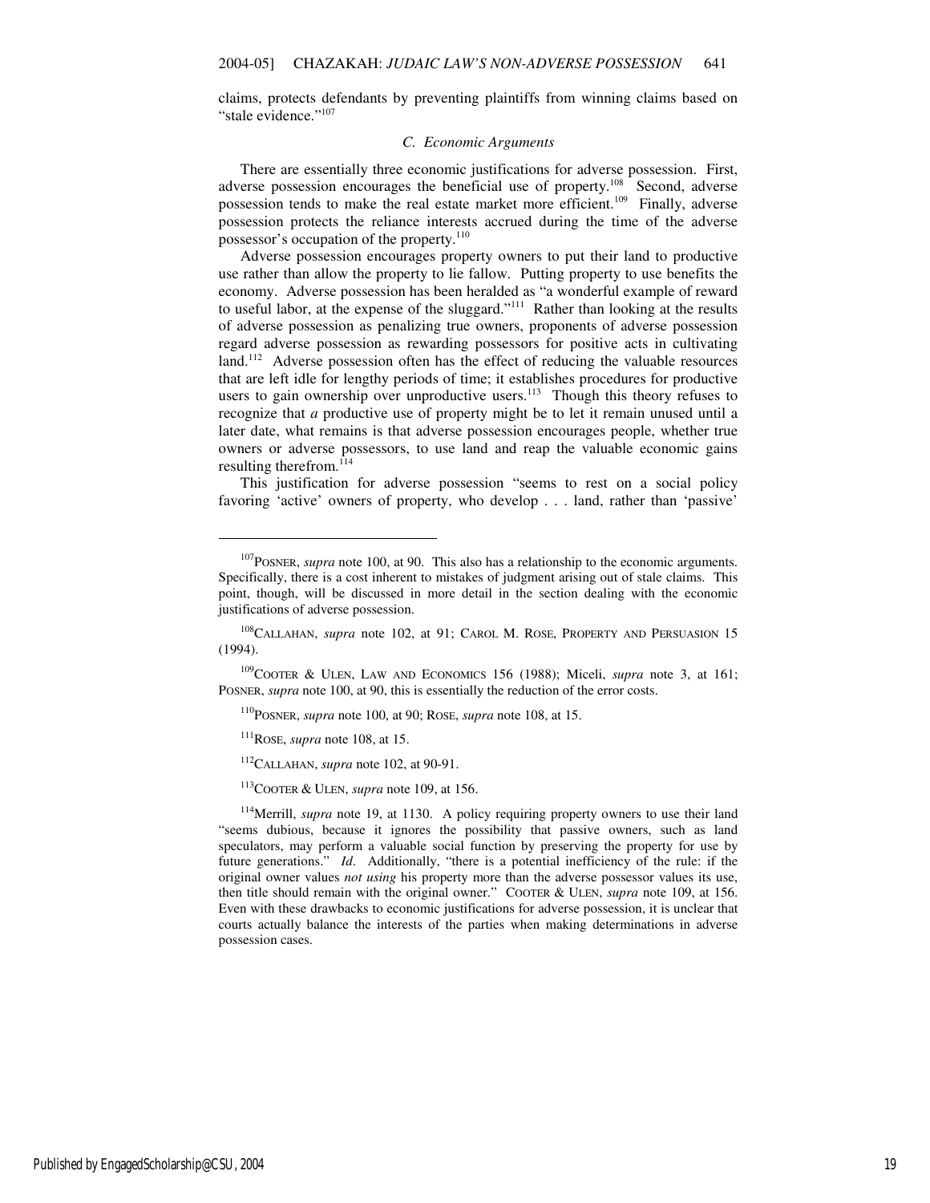claims, protects defendants by preventing plaintiffs from winning claims based on "stale evidence."[107]

### *C. Economic Arguments*

There are essentially three economic justifications for adverse possession. First, adverse possession encourages the beneficial use of property.[108] Second, adverse possession tends to make the real estate market more efficient.[109] Finally, adverse possession protects the reliance interests accrued during the time of the adverse possessor's occupation of the property.[110]

Adverse possession encourages property owners to put their land to productive use rather than allow the property to lie fallow. Putting property to use benefits the economy. Adverse possession has been heralded as "a wonderful example of reward to useful labor, at the expense of the sluggard."[111] Rather than looking at the results of adverse possession as penalizing true owners, proponents of adverse possession regard adverse possession as rewarding possessors for positive acts in cultivating land.[112] Adverse possession often has the effect of reducing the valuable resources that are left idle for lengthy periods of time; it establishes procedures for productive users to gain ownership over unproductive users.[113] Though this theory refuses to recognize that *a* productive use of property might be to let it remain unused until a later date, what remains is that adverse possession encourages people, whether true owners or adverse possessors, to use land and reap the valuable economic gains resulting therefrom.[114]

This justification for adverse possession "seems to rest on a social policy favoring 'active' owners of property, who develop . . . land, rather than 'passive'

---

[107]POSNER, *supra* note 100, at 90. This also has a relationship to the economic arguments. Specifically, there is a cost inherent to mistakes of judgment arising out of stale claims. This point, though, will be discussed in more detail in the section dealing with the economic justifications of adverse possession.

[108]CALLAHAN, *supra* note 102, at 91; CAROL M. ROSE, PROPERTY AND PERSUASION 15 (1994).

[109]COOTER & ULEN, LAW AND ECONOMICS 156 (1988); Miceli, *supra* note 3, at 161; POSNER, *supra* note 100, at 90, this is essentially the reduction of the error costs.

[110]POSNER, *supra* note 100, at 90; ROSE, *supra* note 108, at 15.

[111]ROSE, *supra* note 108, at 15.

[112]CALLAHAN, *supra* note 102, at 90-91.

[113]COOTER & ULEN, *supra* note 109, at 156.

[114]Merrill, *supra* note 19, at 1130. A policy requiring property owners to use their land "seems dubious, because it ignores the possibility that passive owners, such as land speculators, may perform a valuable social function by preserving the property for use by future generations." *Id*. Additionally, "there is a potential inefficiency of the rule: if the original owner values *not using* his property more than the adverse possessor values its use, then title should remain with the original owner." COOTER & ULEN, *supra* note 109, at 156. Even with these drawbacks to economic justifications for adverse possession, it is unclear that courts actually balance the interests of the parties when making determinations in adverse possession cases.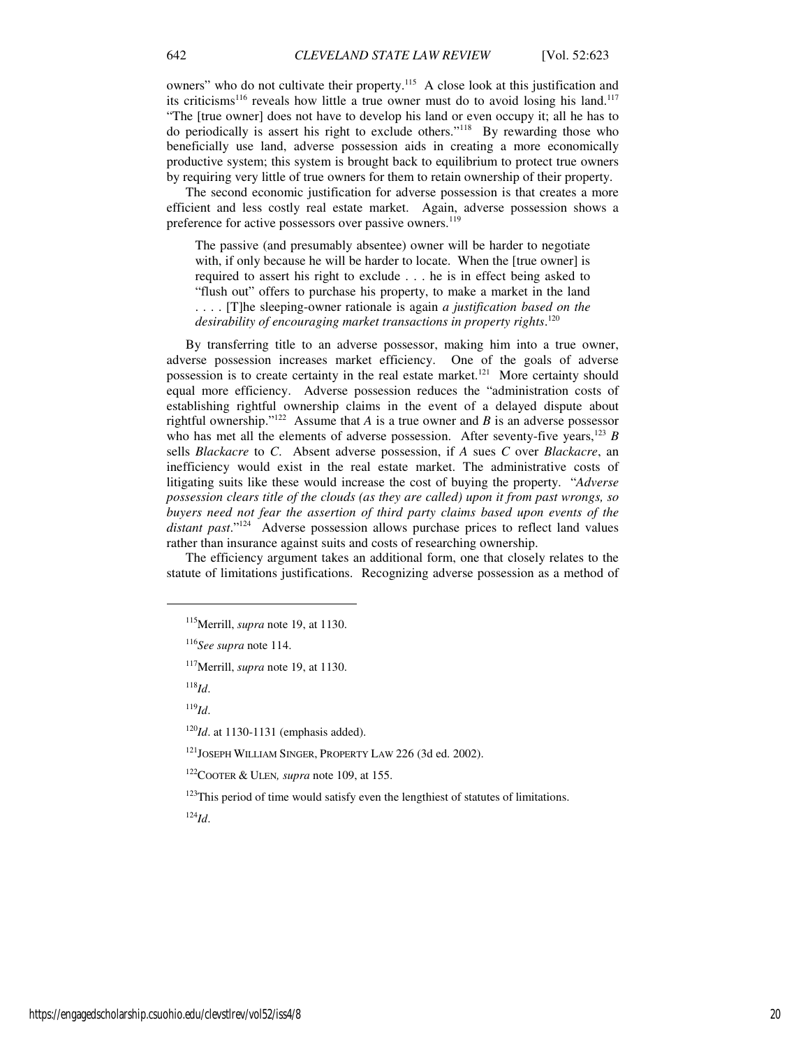owners" who do not cultivate their property.[115] A close look at this justification and its criticisms[116] reveals how little a true owner must do to avoid losing his land.[117] "The [true owner] does not have to develop his land or even occupy it; all he has to do periodically is assert his right to exclude others."[118] By rewarding those who beneficially use land, adverse possession aids in creating a more economically productive system; this system is brought back to equilibrium to protect true owners by requiring very little of true owners for them to retain ownership of their property.

The second economic justification for adverse possession is that creates a more efficient and less costly real estate market. Again, adverse possession shows a preference for active possessors over passive owners.[119]

> The passive (and presumably absentee) owner will be harder to negotiate with, if only because he will be harder to locate. When the [true owner] is required to assert his right to exclude . . . he is in effect being asked to "flush out" offers to purchase his property, to make a market in the land . . . . [T]he sleeping-owner rationale is again *a justification based on the desirability of encouraging market transactions in property rights*.[120]

By transferring title to an adverse possessor, making him into a true owner, adverse possession increases market efficiency. One of the goals of adverse possession is to create certainty in the real estate market.[121] More certainty should equal more efficiency. Adverse possession reduces the "administration costs of establishing rightful ownership claims in the event of a delayed dispute about rightful ownership."[122] Assume that *A* is a true owner and *B* is an adverse possessor who has met all the elements of adverse possession. After seventy-five years,[123] *B* sells *Blackacre* to *C*. Absent adverse possession, if *A* sues *C* over *Blackacre*, an inefficiency would exist in the real estate market. The administrative costs of litigating suits like these would increase the cost of buying the property. "*Adverse possession clears title of the clouds (as they are called) upon it from past wrongs, so buyers need not fear the assertion of third party claims based upon events of the distant past*."[124] Adverse possession allows purchase prices to reflect land values rather than insurance against suits and costs of researching ownership.

The efficiency argument takes an additional form, one that closely relates to the statute of limitations justifications. Recognizing adverse possession as a method of

---

[115] Merrill, *supra* note 19, at 1130.

[116] *See supra* note 114.

[117] Merrill, *supra* note 19, at 1130.

[118] *Id*.

[119] *Id*.

[120] *Id*. at 1130-1131 (emphasis added).

[121] JOSEPH WILLIAM SINGER, PROPERTY LAW 226 (3d ed. 2002).

[122] COOTER & ULEN*, supra* note 109, at 155.

[123] This period of time would satisfy even the lengthiest of statutes of limitations.

[124] *Id*.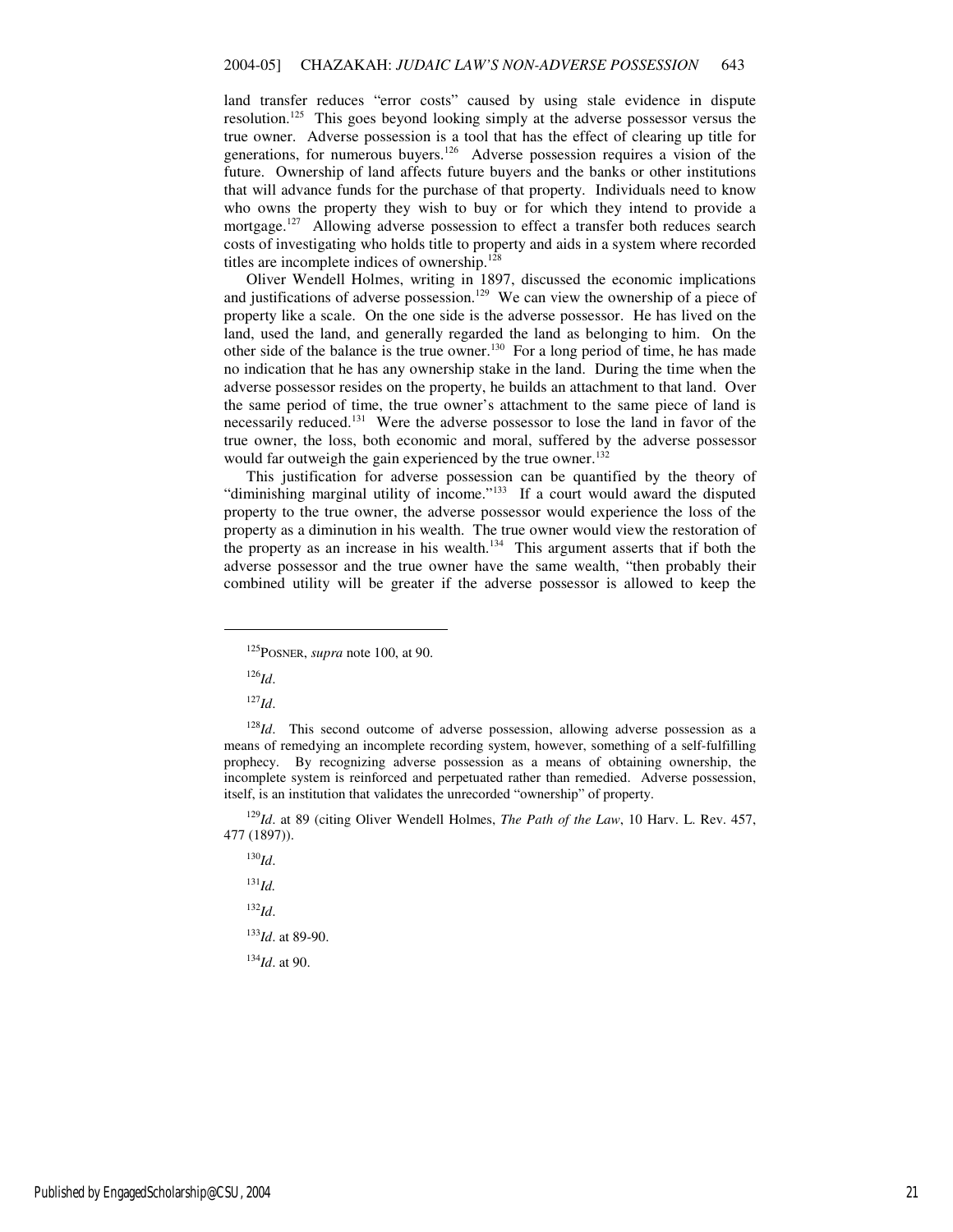land transfer reduces "error costs" caused by using stale evidence in dispute resolution.[125] This goes beyond looking simply at the adverse possessor versus the true owner. Adverse possession is a tool that has the effect of clearing up title for generations, for numerous buyers.[126] Adverse possession requires a vision of the future. Ownership of land affects future buyers and the banks or other institutions that will advance funds for the purchase of that property. Individuals need to know who owns the property they wish to buy or for which they intend to provide a mortgage.[127] Allowing adverse possession to effect a transfer both reduces search costs of investigating who holds title to property and aids in a system where recorded titles are incomplete indices of ownership.[128]

Oliver Wendell Holmes, writing in 1897, discussed the economic implications and justifications of adverse possession.[129] We can view the ownership of a piece of property like a scale. On the one side is the adverse possessor. He has lived on the land, used the land, and generally regarded the land as belonging to him. On the other side of the balance is the true owner.[130] For a long period of time, he has made no indication that he has any ownership stake in the land. During the time when the adverse possessor resides on the property, he builds an attachment to that land. Over the same period of time, the true owner's attachment to the same piece of land is necessarily reduced.[131] Were the adverse possessor to lose the land in favor of the true owner, the loss, both economic and moral, suffered by the adverse possessor would far outweigh the gain experienced by the true owner.[132]

This justification for adverse possession can be quantified by the theory of "diminishing marginal utility of income."[133] If a court would award the disputed property to the true owner, the adverse possessor would experience the loss of the property as a diminution in his wealth. The true owner would view the restoration of the property as an increase in his wealth.[134] This argument asserts that if both the adverse possessor and the true owner have the same wealth, "then probably their combined utility will be greater if the adverse possessor is allowed to keep the

---

[125] POSNER, *supra* note 100, at 90.

[126] *Id*.

[127] *Id*.

[128] *Id*. This second outcome of adverse possession, allowing adverse possession as a means of remedying an incomplete recording system, however, something of a self-fulfilling prophecy. By recognizing adverse possession as a means of obtaining ownership, the incomplete system is reinforced and perpetuated rather than remedied. Adverse possession, itself, is an institution that validates the unrecorded "ownership" of property.

[129] *Id*. at 89 (citing Oliver Wendell Holmes, *The Path of the Law*, 10 Harv. L. Rev. 457, 477 (1897)).

[130] *Id*.

[131] *Id.*

[132] *Id*.

[133] *Id*. at 89-90.

[134] *Id*. at 90.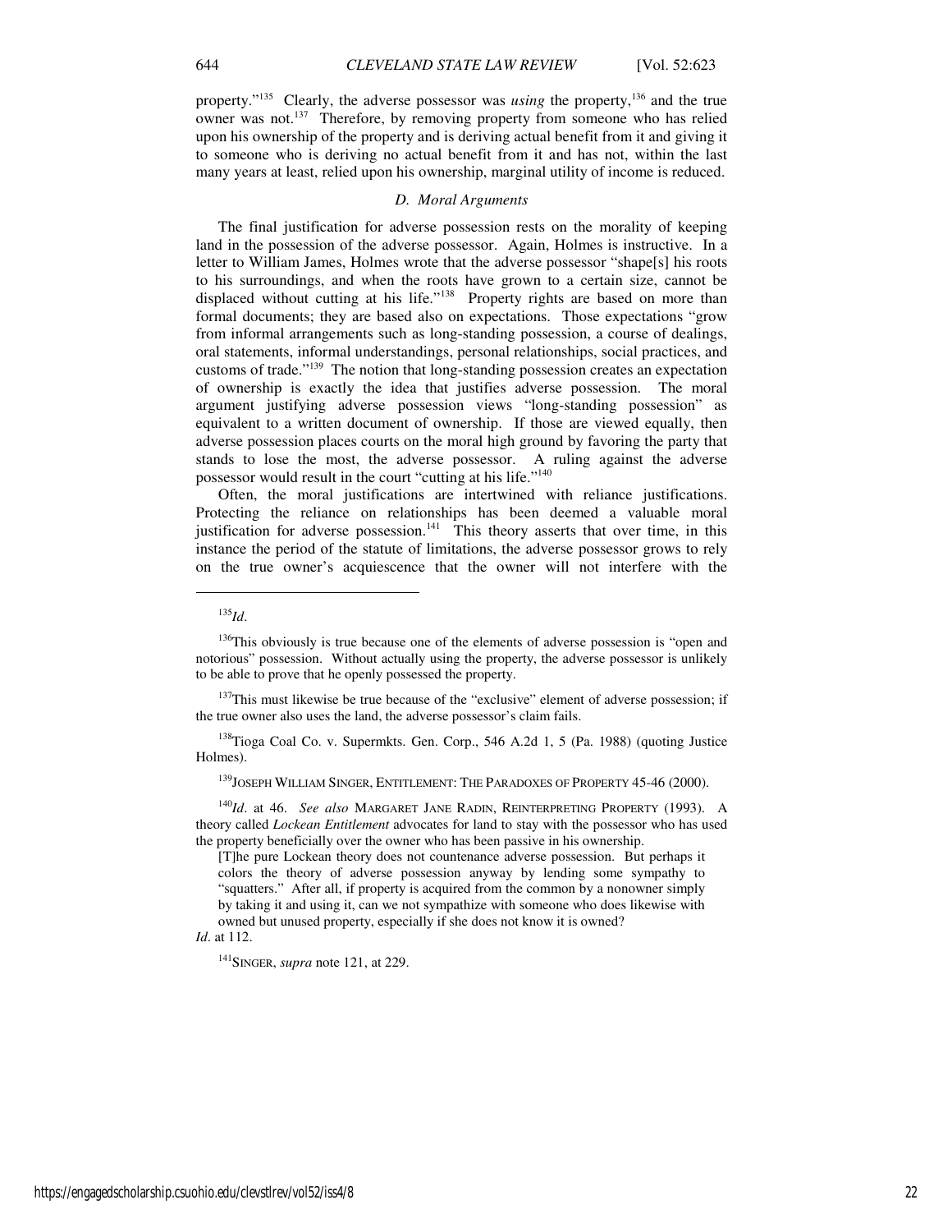property."[135] Clearly, the adverse possessor was *using* the property,[136] and the true owner was not.[137] Therefore, by removing property from someone who has relied upon his ownership of the property and is deriving actual benefit from it and giving it to someone who is deriving no actual benefit from it and has not, within the last many years at least, relied upon his ownership, marginal utility of income is reduced.

### *D. Moral Arguments*

The final justification for adverse possession rests on the morality of keeping land in the possession of the adverse possessor. Again, Holmes is instructive. In a letter to William James, Holmes wrote that the adverse possessor "shape[s] his roots to his surroundings, and when the roots have grown to a certain size, cannot be displaced without cutting at his life."[138] Property rights are based on more than formal documents; they are based also on expectations. Those expectations "grow from informal arrangements such as long-standing possession, a course of dealings, oral statements, informal understandings, personal relationships, social practices, and customs of trade."[139] The notion that long-standing possession creates an expectation of ownership is exactly the idea that justifies adverse possession. The moral argument justifying adverse possession views "long-standing possession" as equivalent to a written document of ownership. If those are viewed equally, then adverse possession places courts on the moral high ground by favoring the party that stands to lose the most, the adverse possessor. A ruling against the adverse possessor would result in the court "cutting at his life."[140]

Often, the moral justifications are intertwined with reliance justifications. Protecting the reliance on relationships has been deemed a valuable moral justification for adverse possession.[141] This theory asserts that over time, in this instance the period of the statute of limitations, the adverse possessor grows to rely on the true owner's acquiescence that the owner will not interfere with the

---

[135] *Id*.

[136] This obviously is true because one of the elements of adverse possession is "open and notorious" possession. Without actually using the property, the adverse possessor is unlikely to be able to prove that he openly possessed the property.

[137] This must likewise be true because of the "exclusive" element of adverse possession; if the true owner also uses the land, the adverse possessor's claim fails.

[138] Tioga Coal Co. v. Supermkts. Gen. Corp., 546 A.2d 1, 5 (Pa. 1988) (quoting Justice Holmes).

[139] JOSEPH WILLIAM SINGER, ENTITLEMENT: THE PARADOXES OF PROPERTY 45-46 (2000).

[140] *Id*. at 46. *See also* MARGARET JANE RADIN, REINTERPRETING PROPERTY (1993). A theory called *Lockean Entitlement* advocates for land to stay with the possessor who has used the property beneficially over the owner who has been passive in his ownership.

> [T]he pure Lockean theory does not countenance adverse possession. But perhaps it colors the theory of adverse possession anyway by lending some sympathy to "squatters." After all, if property is acquired from the common by a nonowner simply by taking it and using it, can we not sympathize with someone who does likewise with owned but unused property, especially if she does not know it is owned?

*Id*. at 112.

[141] SINGER, *supra* note 121, at 229.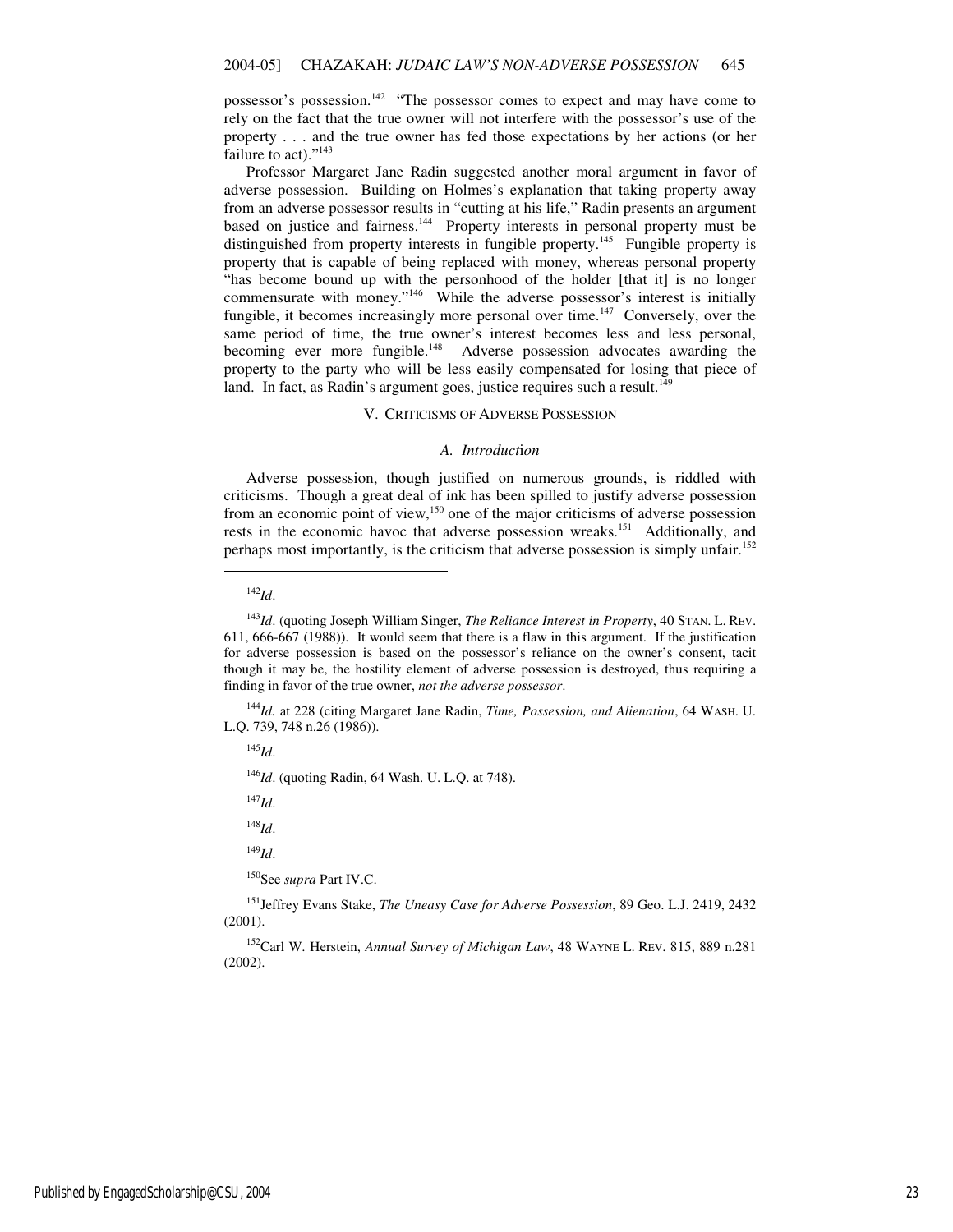possessor's possession.[142] "The possessor comes to expect and may have come to rely on the fact that the true owner will not interfere with the possessor's use of the property . . . and the true owner has fed those expectations by her actions (or her failure to act)."[143]

Professor Margaret Jane Radin suggested another moral argument in favor of adverse possession. Building on Holmes's explanation that taking property away from an adverse possessor results in "cutting at his life," Radin presents an argument based on justice and fairness.[144] Property interests in personal property must be distinguished from property interests in fungible property.[145] Fungible property is property that is capable of being replaced with money, whereas personal property "has become bound up with the personhood of the holder [that it] is no longer commensurate with money."[146] While the adverse possessor's interest is initially fungible, it becomes increasingly more personal over time.[147] Conversely, over the same period of time, the true owner's interest becomes less and less personal, becoming ever more fungible.[148] Adverse possession advocates awarding the property to the party who will be less easily compensated for losing that piece of land. In fact, as Radin's argument goes, justice requires such a result.[149]

## V. CRITICISMS OF ADVERSE POSSESSION

### *A. Introduction*

Adverse possession, though justified on numerous grounds, is riddled with criticisms. Though a great deal of ink has been spilled to justify adverse possession from an economic point of view,[150] one of the major criticisms of adverse possession rests in the economic havoc that adverse possession wreaks.[151] Additionally, and perhaps most importantly, is the criticism that adverse possession is simply unfair.[152]

---

[142]*Id*.

[143]*Id*. (quoting Joseph William Singer, *The Reliance Interest in Property*, 40 STAN. L. REV. 611, 666-667 (1988)). It would seem that there is a flaw in this argument. If the justification for adverse possession is based on the possessor's reliance on the owner's consent, tacit though it may be, the hostility element of adverse possession is destroyed, thus requiring a finding in favor of the true owner, *not the adverse possessor*.

[144]*Id.* at 228 (citing Margaret Jane Radin, *Time, Possession, and Alienation*, 64 WASH. U. L.Q. 739, 748 n.26 (1986)).

[145]*Id*.

[146]*Id*. (quoting Radin, 64 Wash. U. L.Q. at 748).

[147]*Id*.

[148]*Id*.

[149]*Id*.

[150]See *supra* Part IV.C.

[151]Jeffrey Evans Stake, *The Uneasy Case for Adverse Possession*, 89 Geo. L.J. 2419, 2432 (2001).

[152]Carl W. Herstein, *Annual Survey of Michigan Law*, 48 WAYNE L. REV. 815, 889 n.281 (2002).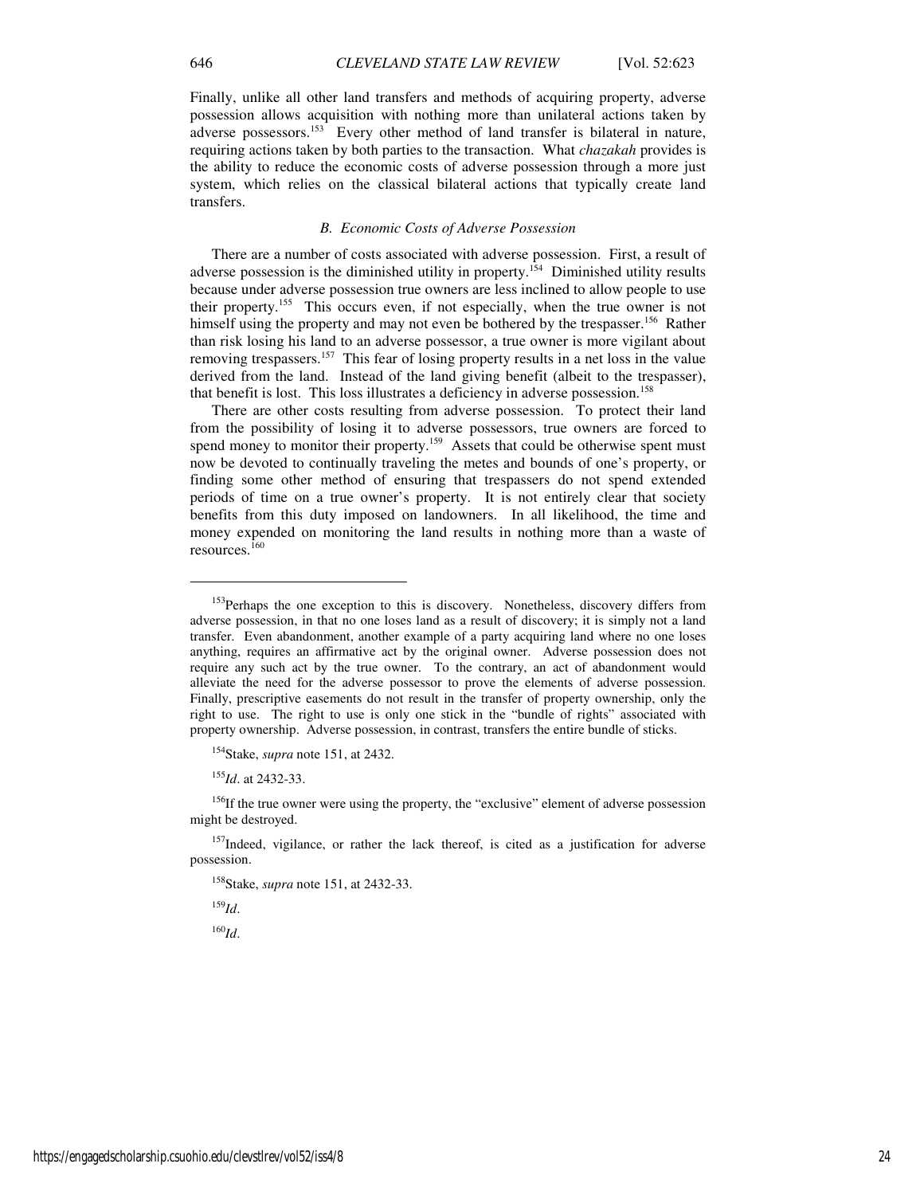Finally, unlike all other land transfers and methods of acquiring property, adverse possession allows acquisition with nothing more than unilateral actions taken by adverse possessors.[153] Every other method of land transfer is bilateral in nature, requiring actions taken by both parties to the transaction. What *chazakah* provides is the ability to reduce the economic costs of adverse possession through a more just system, which relies on the classical bilateral actions that typically create land transfers.

### *B. Economic Costs of Adverse Possession*

There are a number of costs associated with adverse possession. First, a result of adverse possession is the diminished utility in property.[154] Diminished utility results because under adverse possession true owners are less inclined to allow people to use their property.[155] This occurs even, if not especially, when the true owner is not himself using the property and may not even be bothered by the trespasser.[156] Rather than risk losing his land to an adverse possessor, a true owner is more vigilant about removing trespassers.[157] This fear of losing property results in a net loss in the value derived from the land. Instead of the land giving benefit (albeit to the trespasser), that benefit is lost. This loss illustrates a deficiency in adverse possession.[158]

There are other costs resulting from adverse possession. To protect their land from the possibility of losing it to adverse possessors, true owners are forced to spend money to monitor their property.[159] Assets that could be otherwise spent must now be devoted to continually traveling the metes and bounds of one's property, or finding some other method of ensuring that trespassers do not spend extended periods of time on a true owner's property. It is not entirely clear that society benefits from this duty imposed on landowners. In all likelihood, the time and money expended on monitoring the land results in nothing more than a waste of resources.[160]

---

[153]Perhaps the one exception to this is discovery. Nonetheless, discovery differs from adverse possession, in that no one loses land as a result of discovery; it is simply not a land transfer. Even abandonment, another example of a party acquiring land where no one loses anything, requires an affirmative act by the original owner. Adverse possession does not require any such act by the true owner. To the contrary, an act of abandonment would alleviate the need for the adverse possessor to prove the elements of adverse possession. Finally, prescriptive easements do not result in the transfer of property ownership, only the right to use. The right to use is only one stick in the "bundle of rights" associated with property ownership. Adverse possession, in contrast, transfers the entire bundle of sticks.

[154]Stake, *supra* note 151, at 2432.

[155]*Id*. at 2432-33.

[156]If the true owner were using the property, the "exclusive" element of adverse possession might be destroyed.

[157]Indeed, vigilance, or rather the lack thereof, is cited as a justification for adverse possession.

[158]Stake, *supra* note 151, at 2432-33.

[159]*Id*.

[160]*Id*.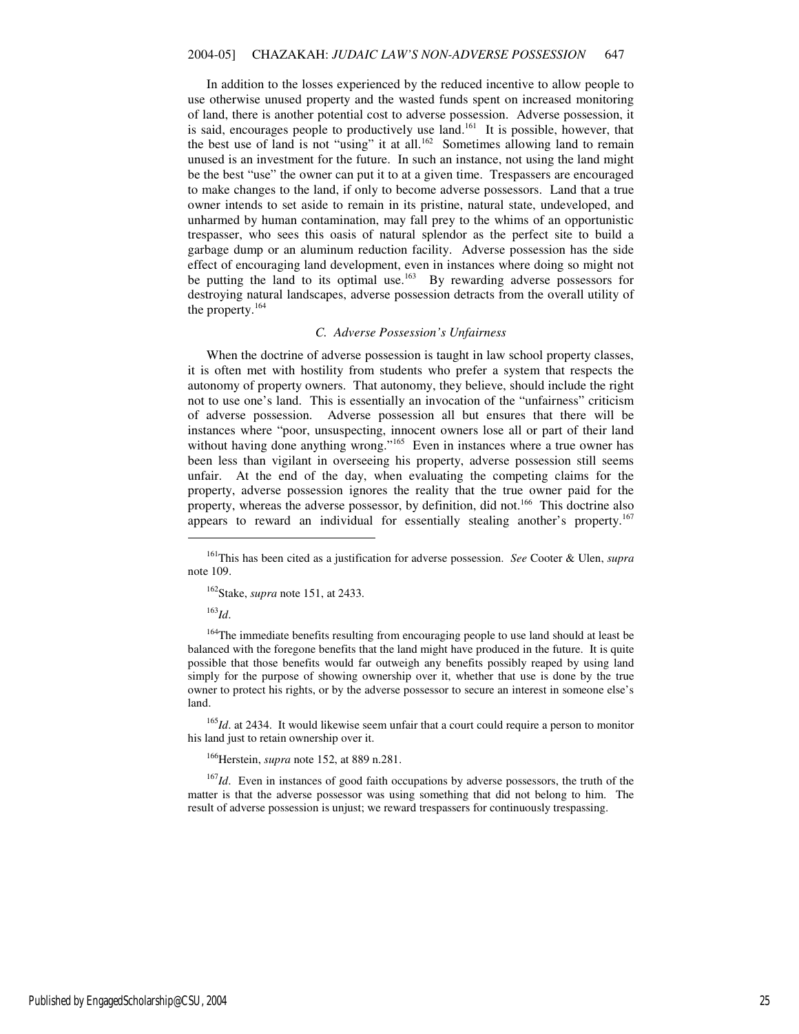In addition to the losses experienced by the reduced incentive to allow people to use otherwise unused property and the wasted funds spent on increased monitoring of land, there is another potential cost to adverse possession. Adverse possession, it is said, encourages people to productively use land.[161] It is possible, however, that the best use of land is not "using" it at all.[162] Sometimes allowing land to remain unused is an investment for the future. In such an instance, not using the land might be the best "use" the owner can put it to at a given time. Trespassers are encouraged to make changes to the land, if only to become adverse possessors. Land that a true owner intends to set aside to remain in its pristine, natural state, undeveloped, and unharmed by human contamination, may fall prey to the whims of an opportunistic trespasser, who sees this oasis of natural splendor as the perfect site to build a garbage dump or an aluminum reduction facility. Adverse possession has the side effect of encouraging land development, even in instances where doing so might not be putting the land to its optimal use.[163] By rewarding adverse possessors for destroying natural landscapes, adverse possession detracts from the overall utility of the property.[164]

### *C. Adverse Possession's Unfairness*

When the doctrine of adverse possession is taught in law school property classes, it is often met with hostility from students who prefer a system that respects the autonomy of property owners. That autonomy, they believe, should include the right not to use one's land. This is essentially an invocation of the "unfairness" criticism of adverse possession. Adverse possession all but ensures that there will be instances where "poor, unsuspecting, innocent owners lose all or part of their land without having done anything wrong."[165] Even in instances where a true owner has been less than vigilant in overseeing his property, adverse possession still seems unfair. At the end of the day, when evaluating the competing claims for the property, adverse possession ignores the reality that the true owner paid for the property, whereas the adverse possessor, by definition, did not.[166] This doctrine also appears to reward an individual for essentially stealing another's property.[167]

---

[161]This has been cited as a justification for adverse possession. *See* Cooter & Ulen, *supra* note 109.

[162]Stake, *supra* note 151, at 2433.

[163]*Id*.

[164]The immediate benefits resulting from encouraging people to use land should at least be balanced with the foregone benefits that the land might have produced in the future. It is quite possible that those benefits would far outweigh any benefits possibly reaped by using land simply for the purpose of showing ownership over it, whether that use is done by the true owner to protect his rights, or by the adverse possessor to secure an interest in someone else's land.

[165]*Id*. at 2434. It would likewise seem unfair that a court could require a person to monitor his land just to retain ownership over it.

[166]Herstein, *supra* note 152, at 889 n.281.

[167]*Id*. Even in instances of good faith occupations by adverse possessors, the truth of the matter is that the adverse possessor was using something that did not belong to him. The result of adverse possession is unjust; we reward trespassers for continuously trespassing.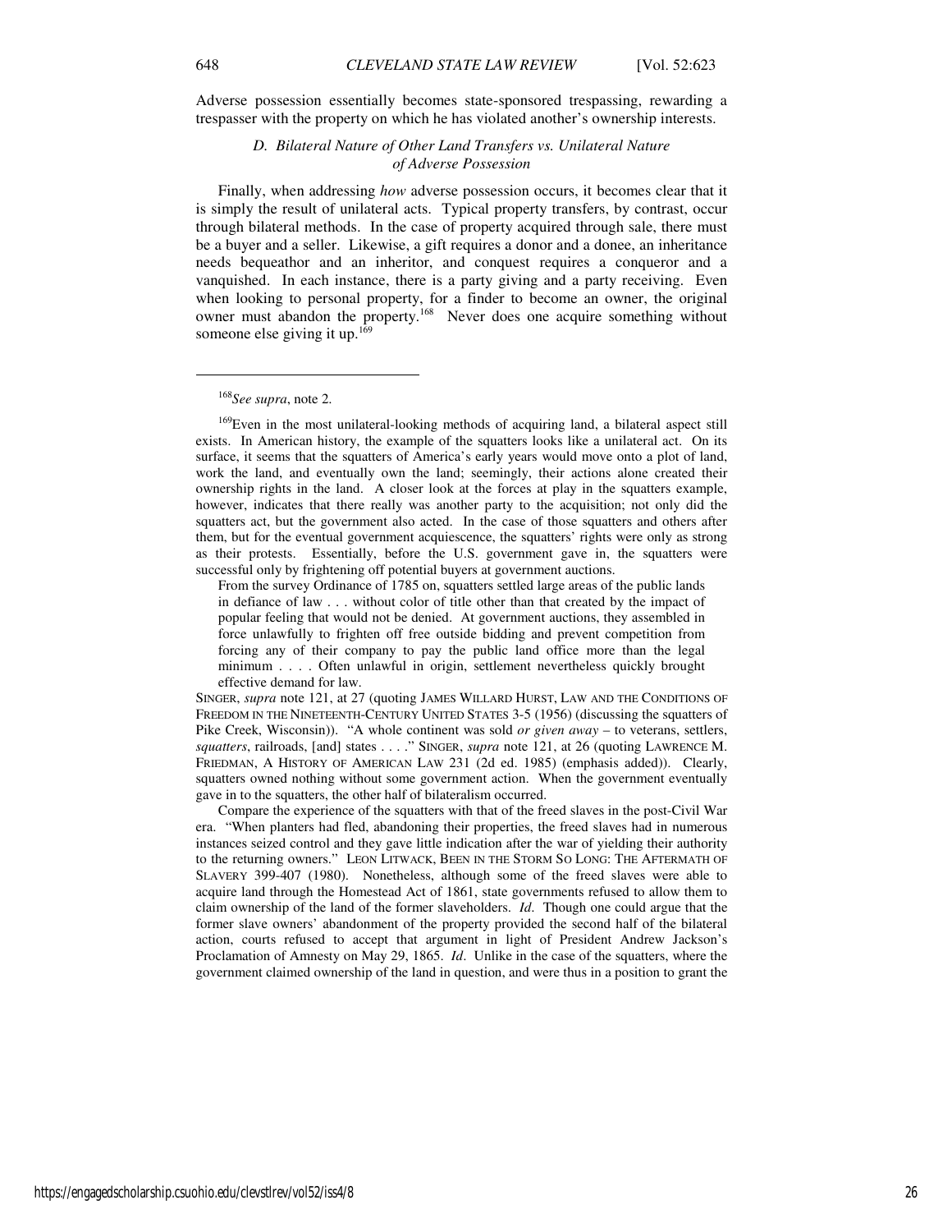Adverse possession essentially becomes state-sponsored trespassing, rewarding a trespasser with the property on which he has violated another's ownership interests.

### *D. Bilateral Nature of Other Land Transfers vs. Unilateral Nature of Adverse Possession*

Finally, when addressing *how* adverse possession occurs, it becomes clear that it is simply the result of unilateral acts. Typical property transfers, by contrast, occur through bilateral methods. In the case of property acquired through sale, there must be a buyer and a seller. Likewise, a gift requires a donor and a donee, an inheritance needs bequeathor and an inheritor, and conquest requires a conqueror and a vanquished. In each instance, there is a party giving and a party receiving. Even when looking to personal property, for a finder to become an owner, the original owner must abandon the property.[168] Never does one acquire something without someone else giving it up.[169]

---

[168] *See supra*, note 2.

[169] Even in the most unilateral-looking methods of acquiring land, a bilateral aspect still exists. In American history, the example of the squatters looks like a unilateral act. On its surface, it seems that the squatters of America's early years would move onto a plot of land, work the land, and eventually own the land; seemingly, their actions alone created their ownership rights in the land. A closer look at the forces at play in the squatters example, however, indicates that there really was another party to the acquisition; not only did the squatters act, but the government also acted. In the case of those squatters and others after them, but for the eventual government acquiescence, the squatters' rights were only as strong as their protests. Essentially, before the U.S. government gave in, the squatters were successful only by frightening off potential buyers at government auctions.

> From the survey Ordinance of 1785 on, squatters settled large areas of the public lands in defiance of law . . . without color of title other than that created by the impact of popular feeling that would not be denied. At government auctions, they assembled in force unlawfully to frighten off free outside bidding and prevent competition from forcing any of their company to pay the public land office more than the legal minimum . . . . Often unlawful in origin, settlement nevertheless quickly brought effective demand for law.

SINGER, *supra* note 121, at 27 (quoting JAMES WILLARD HURST, LAW AND THE CONDITIONS OF FREEDOM IN THE NINETEENTH-CENTURY UNITED STATES 3-5 (1956) (discussing the squatters of Pike Creek, Wisconsin)). "A whole continent was sold *or given away* – to veterans, settlers, *squatters*, railroads, [and] states . . . ." SINGER, *supra* note 121, at 26 (quoting LAWRENCE M. FRIEDMAN, A HISTORY OF AMERICAN LAW 231 (2d ed. 1985) (emphasis added)). Clearly, squatters owned nothing without some government action. When the government eventually gave in to the squatters, the other half of bilateralism occurred.

Compare the experience of the squatters with that of the freed slaves in the post-Civil War era. "When planters had fled, abandoning their properties, the freed slaves had in numerous instances seized control and they gave little indication after the war of yielding their authority to the returning owners." LEON LITWACK, BEEN IN THE STORM SO LONG: THE AFTERMATH OF SLAVERY 399-407 (1980). Nonetheless, although some of the freed slaves were able to acquire land through the Homestead Act of 1861, state governments refused to allow them to claim ownership of the land of the former slaveholders. *Id*. Though one could argue that the former slave owners' abandonment of the property provided the second half of the bilateral action, courts refused to accept that argument in light of President Andrew Jackson's Proclamation of Amnesty on May 29, 1865. *Id*. Unlike in the case of the squatters, where the government claimed ownership of the land in question, and were thus in a position to grant the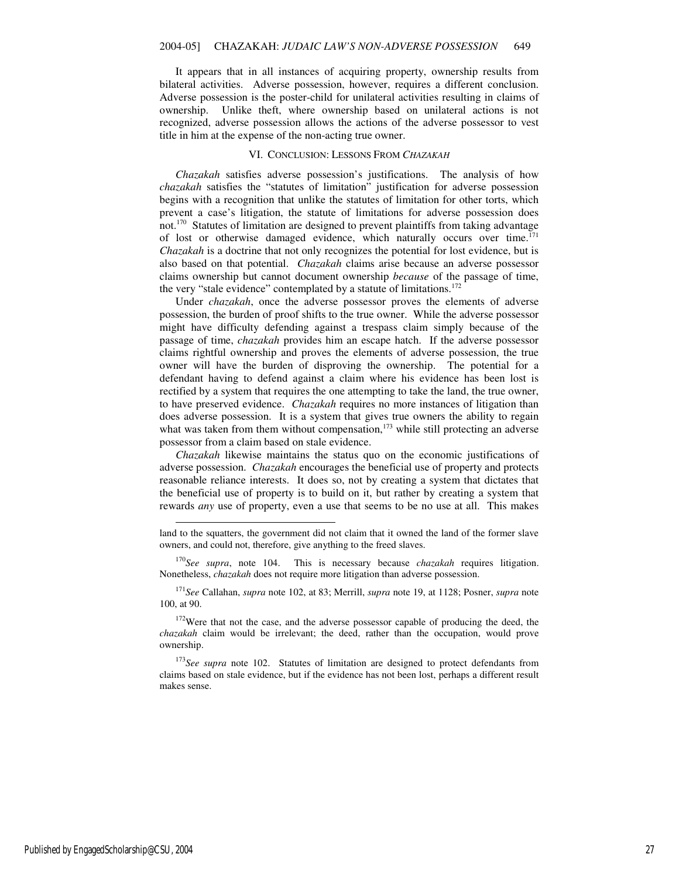It appears that in all instances of acquiring property, ownership results from bilateral activities. Adverse possession, however, requires a different conclusion. Adverse possession is the poster-child for unilateral activities resulting in claims of ownership. Unlike theft, where ownership based on unilateral actions is not recognized, adverse possession allows the actions of the adverse possessor to vest title in him at the expense of the non-acting true owner.

## VI. CONCLUSION: LESSONS FROM *CHAZAKAH*

*Chazakah* satisfies adverse possession's justifications. The analysis of how *chazakah* satisfies the "statutes of limitation" justification for adverse possession begins with a recognition that unlike the statutes of limitation for other torts, which prevent a case's litigation, the statute of limitations for adverse possession does not.[170] Statutes of limitation are designed to prevent plaintiffs from taking advantage of lost or otherwise damaged evidence, which naturally occurs over time.[171] *Chazakah* is a doctrine that not only recognizes the potential for lost evidence, but is also based on that potential. *Chazakah* claims arise because an adverse possessor claims ownership but cannot document ownership *because* of the passage of time, the very "stale evidence" contemplated by a statute of limitations.[172]

Under *chazakah*, once the adverse possessor proves the elements of adverse possession, the burden of proof shifts to the true owner. While the adverse possessor might have difficulty defending against a trespass claim simply because of the passage of time, *chazakah* provides him an escape hatch. If the adverse possessor claims rightful ownership and proves the elements of adverse possession, the true owner will have the burden of disproving the ownership. The potential for a defendant having to defend against a claim where his evidence has been lost is rectified by a system that requires the one attempting to take the land, the true owner, to have preserved evidence. *Chazakah* requires no more instances of litigation than does adverse possession. It is a system that gives true owners the ability to regain what was taken from them without compensation,[173] while still protecting an adverse possessor from a claim based on stale evidence.

*Chazakah* likewise maintains the status quo on the economic justifications of adverse possession. *Chazakah* encourages the beneficial use of property and protects reasonable reliance interests. It does so, not by creating a system that dictates that the beneficial use of property is to build on it, but rather by creating a system that rewards *any* use of property, even a use that seems to be no use at all. This makes

---

land to the squatters, the government did not claim that it owned the land of the former slave owners, and could not, therefore, give anything to the freed slaves.

[170] *See supra*, note 104. This is necessary because *chazakah* requires litigation. Nonetheless, *chazakah* does not require more litigation than adverse possession.

[171] *See* Callahan, *supra* note 102, at 83; Merrill, *supra* note 19, at 1128; Posner, *supra* note 100, at 90.

[172] Were that not the case, and the adverse possessor capable of producing the deed, the *chazakah* claim would be irrelevant; the deed, rather than the occupation, would prove ownership.

[173] *See supra* note 102. Statutes of limitation are designed to protect defendants from claims based on stale evidence, but if the evidence has not been lost, perhaps a different result makes sense.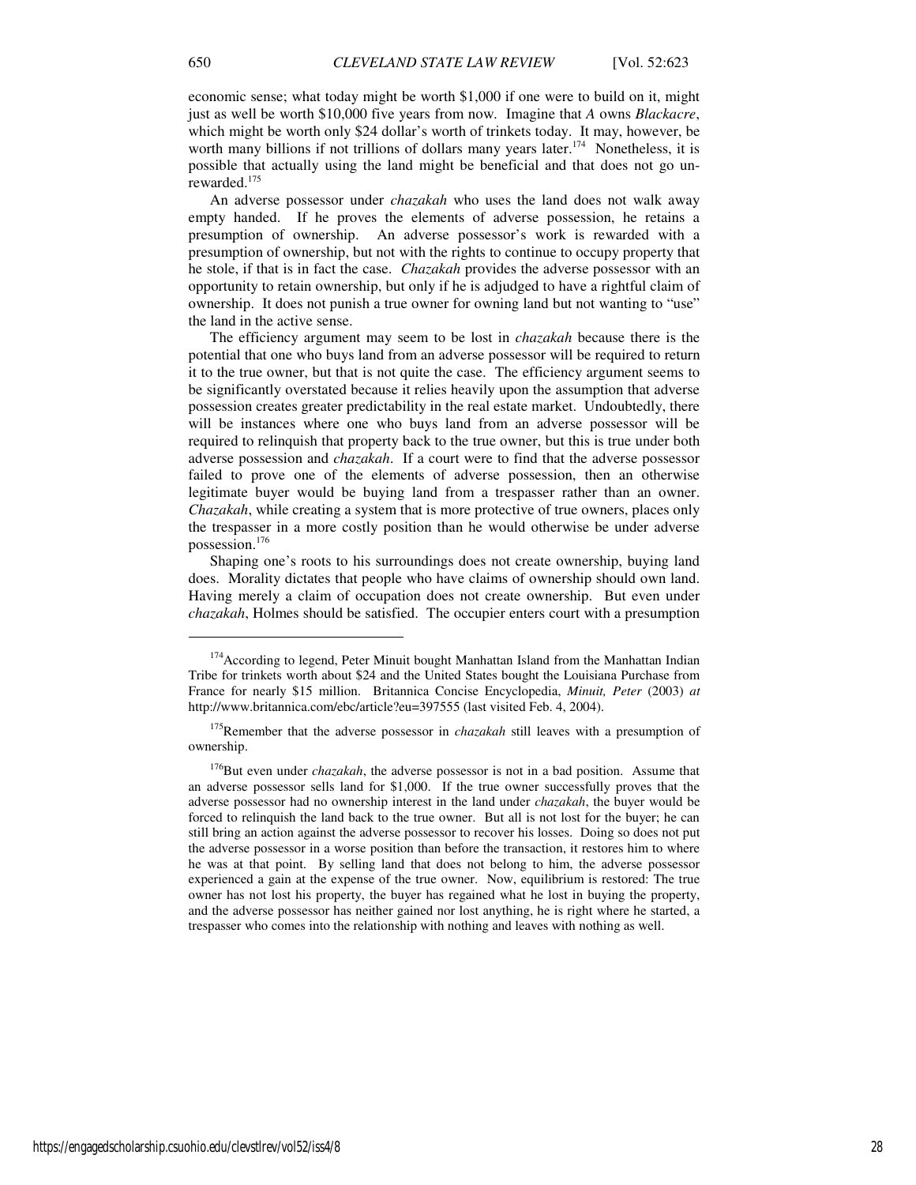economic sense; what today might be worth $1,000 if one were to build on it, might just as well be worth $10,000 five years from now. Imagine that *A* owns *Blackacre*, which might be worth only $24 dollar's worth of trinkets today. It may, however, be worth many billions if not trillions of dollars many years later.[174] Nonetheless, it is possible that actually using the land might be beneficial and that does not go unrewarded.[175]

An adverse possessor under *chazakah* who uses the land does not walk away empty handed. If he proves the elements of adverse possession, he retains a presumption of ownership. An adverse possessor's work is rewarded with a presumption of ownership, but not with the rights to continue to occupy property that he stole, if that is in fact the case. *Chazakah* provides the adverse possessor with an opportunity to retain ownership, but only if he is adjudged to have a rightful claim of ownership. It does not punish a true owner for owning land but not wanting to "use" the land in the active sense.

The efficiency argument may seem to be lost in *chazakah* because there is the potential that one who buys land from an adverse possessor will be required to return it to the true owner, but that is not quite the case. The efficiency argument seems to be significantly overstated because it relies heavily upon the assumption that adverse possession creates greater predictability in the real estate market. Undoubtedly, there will be instances where one who buys land from an adverse possessor will be required to relinquish that property back to the true owner, but this is true under both adverse possession and *chazakah*. If a court were to find that the adverse possessor failed to prove one of the elements of adverse possession, then an otherwise legitimate buyer would be buying land from a trespasser rather than an owner. *Chazakah*, while creating a system that is more protective of true owners, places only the trespasser in a more costly position than he would otherwise be under adverse possession.[176]

Shaping one's roots to his surroundings does not create ownership, buying land does. Morality dictates that people who have claims of ownership should own land. Having merely a claim of occupation does not create ownership. But even under *chazakah*, Holmes should be satisfied. The occupier enters court with a presumption

---

[174] According to legend, Peter Minuit bought Manhattan Island from the Manhattan Indian Tribe for trinkets worth about $24 and the United States bought the Louisiana Purchase from France for nearly $15 million. Britannica Concise Encyclopedia, *Minuit, Peter* (2003) *at* http://www.britannica.com/ebc/article?eu=397555 (last visited Feb. 4, 2004).

[175] Remember that the adverse possessor in *chazakah* still leaves with a presumption of ownership.

[176] But even under *chazakah*, the adverse possessor is not in a bad position. Assume that an adverse possessor sells land for $1,000. If the true owner successfully proves that the adverse possessor had no ownership interest in the land under *chazakah*, the buyer would be forced to relinquish the land back to the true owner. But all is not lost for the buyer; he can still bring an action against the adverse possessor to recover his losses. Doing so does not put the adverse possessor in a worse position than before the transaction, it restores him to where he was at that point. By selling land that does not belong to him, the adverse possessor experienced a gain at the expense of the true owner. Now, equilibrium is restored: The true owner has not lost his property, the buyer has regained what he lost in buying the property, and the adverse possessor has neither gained nor lost anything, he is right where he started, a trespasser who comes into the relationship with nothing and leaves with nothing as well.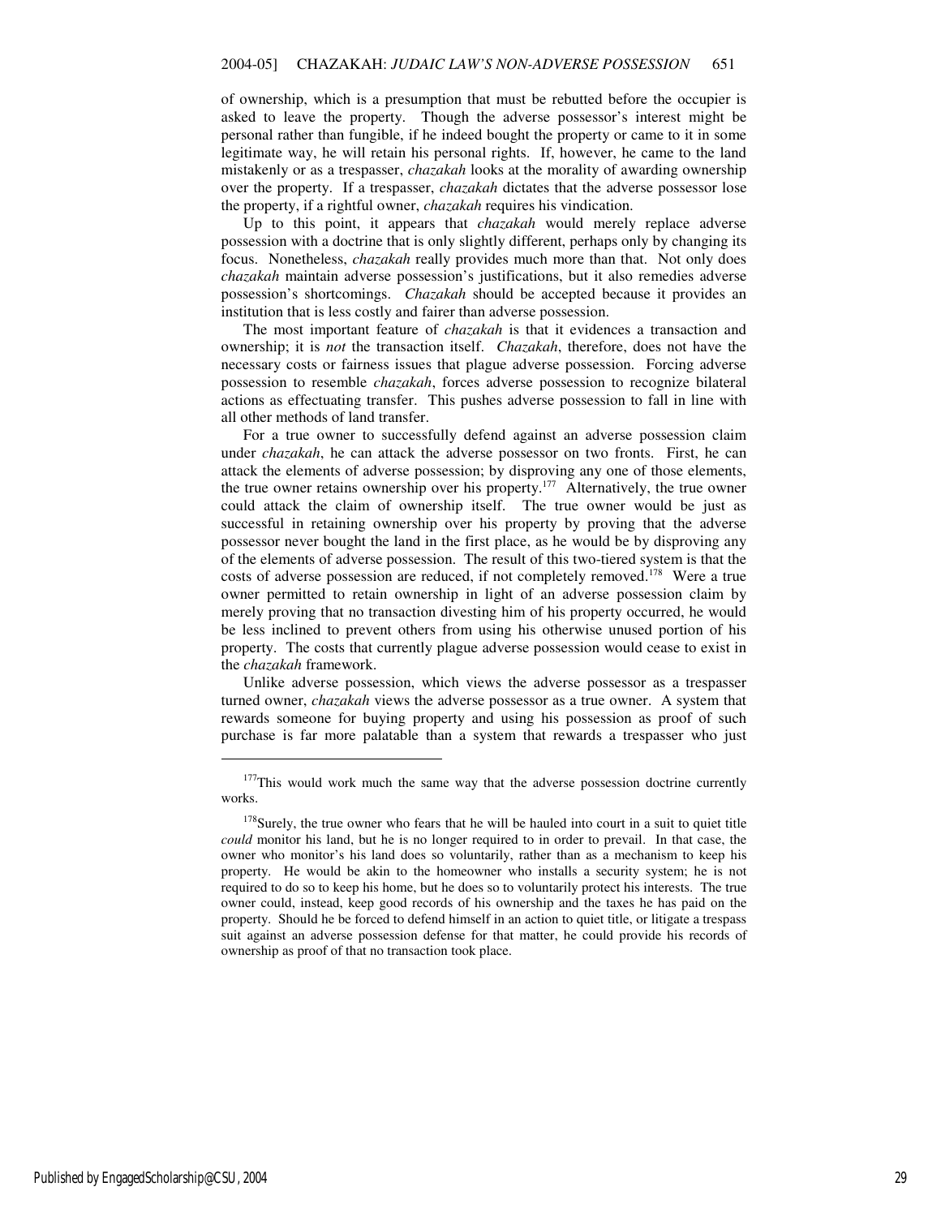of ownership, which is a presumption that must be rebutted before the occupier is asked to leave the property. Though the adverse possessor's interest might be personal rather than fungible, if he indeed bought the property or came to it in some legitimate way, he will retain his personal rights. If, however, he came to the land mistakenly or as a trespasser, *chazakah* looks at the morality of awarding ownership over the property. If a trespasser, *chazakah* dictates that the adverse possessor lose the property, if a rightful owner, *chazakah* requires his vindication.

Up to this point, it appears that *chazakah* would merely replace adverse possession with a doctrine that is only slightly different, perhaps only by changing its focus. Nonetheless, *chazakah* really provides much more than that. Not only does *chazakah* maintain adverse possession's justifications, but it also remedies adverse possession's shortcomings. *Chazakah* should be accepted because it provides an institution that is less costly and fairer than adverse possession.

The most important feature of *chazakah* is that it evidences a transaction and ownership; it is *not* the transaction itself. *Chazakah*, therefore, does not have the necessary costs or fairness issues that plague adverse possession. Forcing adverse possession to resemble *chazakah*, forces adverse possession to recognize bilateral actions as effectuating transfer. This pushes adverse possession to fall in line with all other methods of land transfer.

For a true owner to successfully defend against an adverse possession claim under *chazakah*, he can attack the adverse possessor on two fronts. First, he can attack the elements of adverse possession; by disproving any one of those elements, the true owner retains ownership over his property.[177] Alternatively, the true owner could attack the claim of ownership itself. The true owner would be just as successful in retaining ownership over his property by proving that the adverse possessor never bought the land in the first place, as he would be by disproving any of the elements of adverse possession. The result of this two-tiered system is that the costs of adverse possession are reduced, if not completely removed.[178] Were a true owner permitted to retain ownership in light of an adverse possession claim by merely proving that no transaction divesting him of his property occurred, he would be less inclined to prevent others from using his otherwise unused portion of his property. The costs that currently plague adverse possession would cease to exist in the *chazakah* framework.

Unlike adverse possession, which views the adverse possessor as a trespasser turned owner, *chazakah* views the adverse possessor as a true owner. A system that rewards someone for buying property and using his possession as proof of such purchase is far more palatable than a system that rewards a trespasser who just

---

[177]This would work much the same way that the adverse possession doctrine currently works.

[178]Surely, the true owner who fears that he will be hauled into court in a suit to quiet title *could* monitor his land, but he is no longer required to in order to prevail. In that case, the owner who monitor's his land does so voluntarily, rather than as a mechanism to keep his property. He would be akin to the homeowner who installs a security system; he is not required to do so to keep his home, but he does so to voluntarily protect his interests. The true owner could, instead, keep good records of his ownership and the taxes he has paid on the property. Should he be forced to defend himself in an action to quiet title, or litigate a trespass suit against an adverse possession defense for that matter, he could provide his records of ownership as proof of that no transaction took place.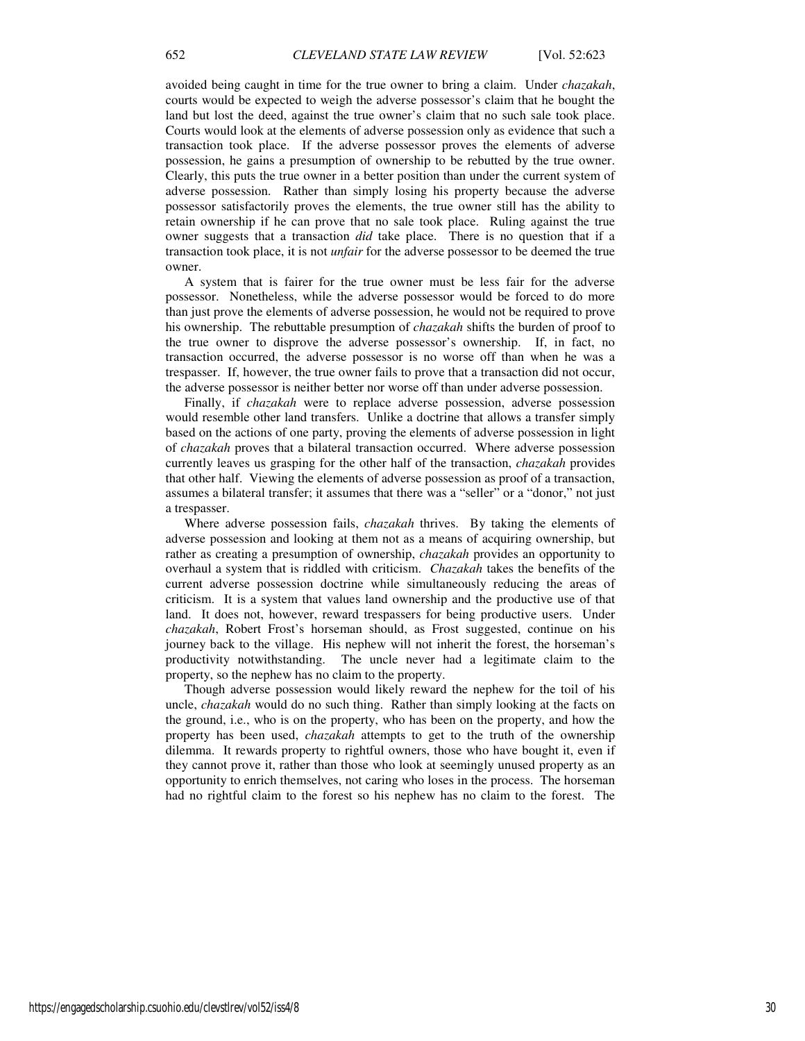avoided being caught in time for the true owner to bring a claim. Under *chazakah*, courts would be expected to weigh the adverse possessor's claim that he bought the land but lost the deed, against the true owner's claim that no such sale took place. Courts would look at the elements of adverse possession only as evidence that such a transaction took place. If the adverse possessor proves the elements of adverse possession, he gains a presumption of ownership to be rebutted by the true owner. Clearly, this puts the true owner in a better position than under the current system of adverse possession. Rather than simply losing his property because the adverse possessor satisfactorily proves the elements, the true owner still has the ability to retain ownership if he can prove that no sale took place. Ruling against the true owner suggests that a transaction *did* take place. There is no question that if a transaction took place, it is not *unfair* for the adverse possessor to be deemed the true owner.

A system that is fairer for the true owner must be less fair for the adverse possessor. Nonetheless, while the adverse possessor would be forced to do more than just prove the elements of adverse possession, he would not be required to prove his ownership. The rebuttable presumption of *chazakah* shifts the burden of proof to the true owner to disprove the adverse possessor's ownership. If, in fact, no transaction occurred, the adverse possessor is no worse off than when he was a trespasser. If, however, the true owner fails to prove that a transaction did not occur, the adverse possessor is neither better nor worse off than under adverse possession.

Finally, if *chazakah* were to replace adverse possession, adverse possession would resemble other land transfers. Unlike a doctrine that allows a transfer simply based on the actions of one party, proving the elements of adverse possession in light of *chazakah* proves that a bilateral transaction occurred. Where adverse possession currently leaves us grasping for the other half of the transaction, *chazakah* provides that other half. Viewing the elements of adverse possession as proof of a transaction, assumes a bilateral transfer; it assumes that there was a "seller" or a "donor," not just a trespasser.

Where adverse possession fails, *chazakah* thrives. By taking the elements of adverse possession and looking at them not as a means of acquiring ownership, but rather as creating a presumption of ownership, *chazakah* provides an opportunity to overhaul a system that is riddled with criticism. *Chazakah* takes the benefits of the current adverse possession doctrine while simultaneously reducing the areas of criticism. It is a system that values land ownership and the productive use of that land. It does not, however, reward trespassers for being productive users. Under *chazakah*, Robert Frost's horseman should, as Frost suggested, continue on his journey back to the village. His nephew will not inherit the forest, the horseman's productivity notwithstanding. The uncle never had a legitimate claim to the property, so the nephew has no claim to the property.

Though adverse possession would likely reward the nephew for the toil of his uncle, *chazakah* would do no such thing. Rather than simply looking at the facts on the ground, i.e., who is on the property, who has been on the property, and how the property has been used, *chazakah* attempts to get to the truth of the ownership dilemma. It rewards property to rightful owners, those who have bought it, even if they cannot prove it, rather than those who look at seemingly unused property as an opportunity to enrich themselves, not caring who loses in the process. The horseman had no rightful claim to the forest so his nephew has no claim to the forest. The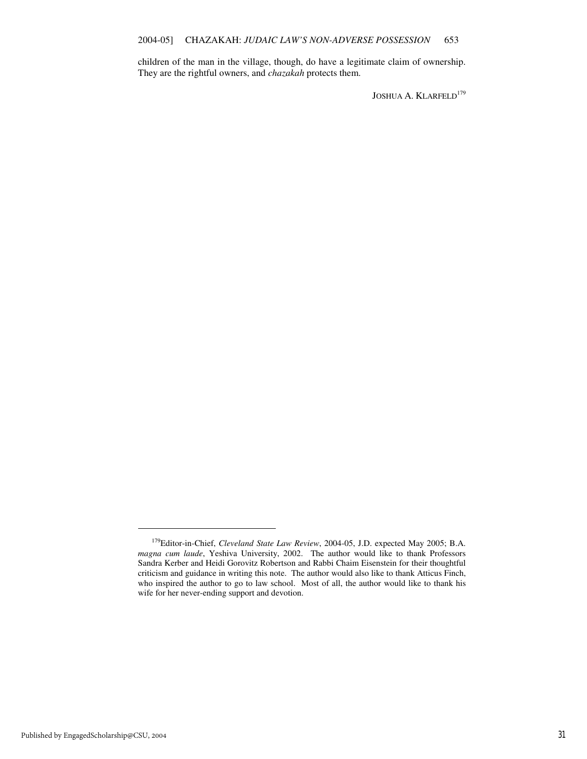children of the man in the village, though, do have a legitimate claim of ownership. They are the rightful owners, and *chazakah* protects them.

JOSHUA A. KLARFELD[179]

---

[179]Editor-in-Chief, *Cleveland State Law Review*, 2004-05, J.D. expected May 2005; B.A. *magna cum laude*, Yeshiva University, 2002. The author would like to thank Professors Sandra Kerber and Heidi Gorovitz Robertson and Rabbi Chaim Eisenstein for their thoughtful criticism and guidance in writing this note. The author would also like to thank Atticus Finch, who inspired the author to go to law school. Most of all, the author would like to thank his wife for her never-ending support and devotion.